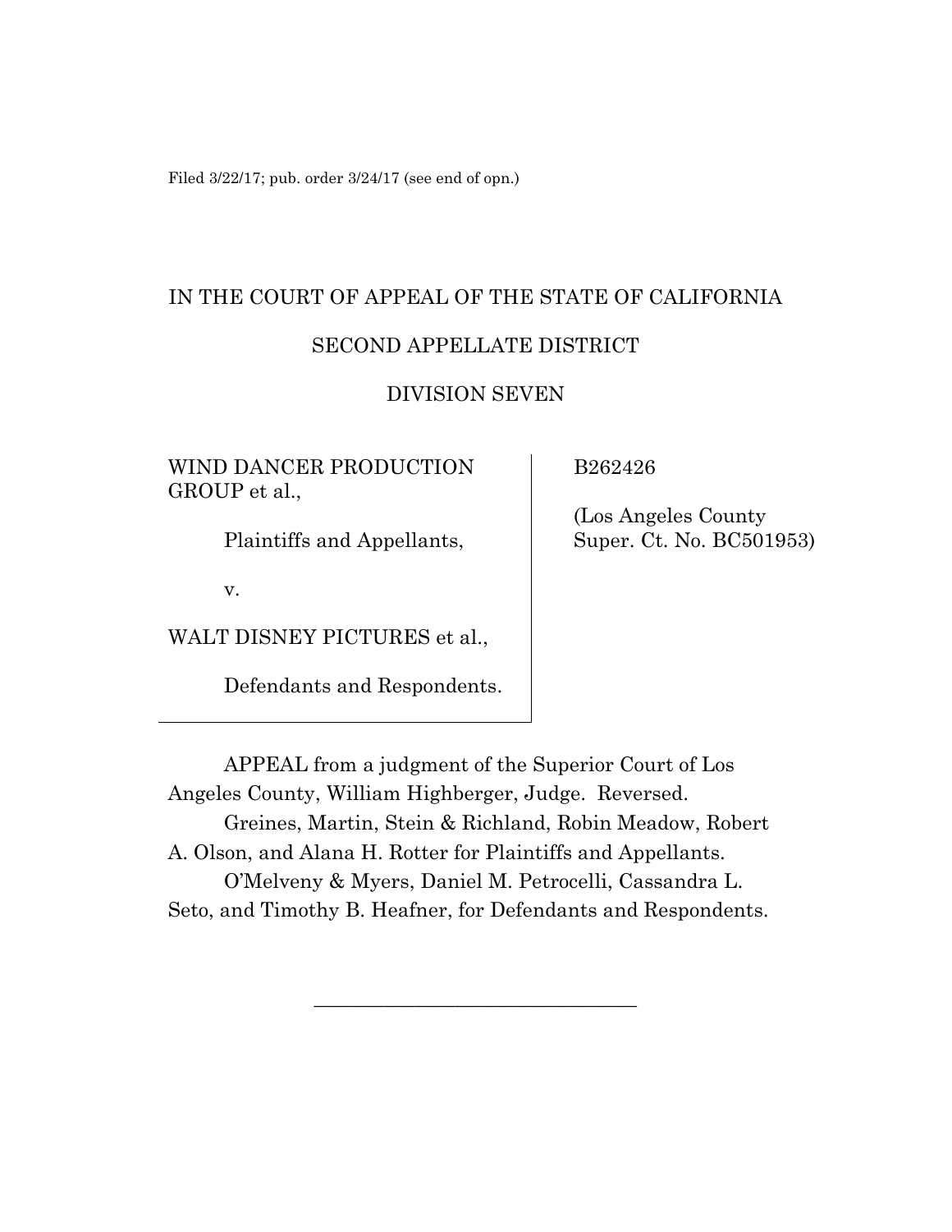Filed 3/22/17; pub. order 3/24/17 (see end of opn.)

IN THE COURT OF APPEAL OF THE STATE OF CALIFORNIA

SECOND APPELLATE DISTRICT

DIVISION SEVEN

| | |
|---|---|
| WIND DANCER PRODUCTION GROUP et al.,<br><br>Plaintiffs and Appellants,<br><br>v.<br><br>WALT DISNEY PICTURES et al.,<br><br>Defendants and Respondents. | B262426<br><br>(Los Angeles County Super. Ct. No. BC501953) |

APPEAL from a judgment of the Superior Court of Los Angeles County, William Highberger, Judge. Reversed.

Greines, Martin, Stein & Richland, Robin Meadow, Robert A. Olson, and Alana H. Rotter for Plaintiffs and Appellants.

O'Melveny & Myers, Daniel M. Petrocelli, Cassandra L. Seto, and Timothy B. Heafner, for Defendants and Respondents.

________________________________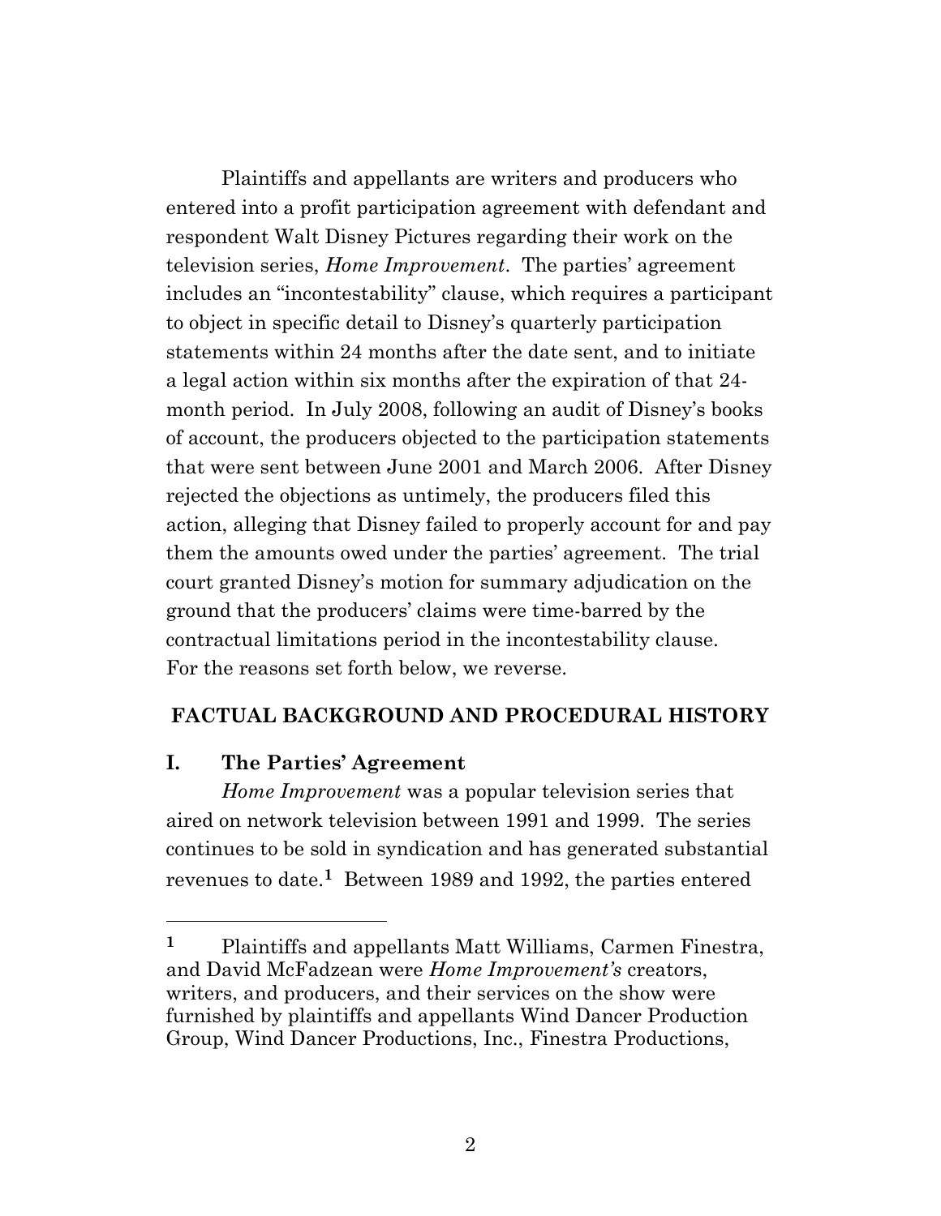Plaintiffs and appellants are writers and producers who entered into a profit participation agreement with defendant and respondent Walt Disney Pictures regarding their work on the television series, *Home Improvement*. The parties' agreement includes an "incontestability" clause, which requires a participant to object in specific detail to Disney's quarterly participation statements within 24 months after the date sent, and to initiate a legal action within six months after the expiration of that 24-month period. In July 2008, following an audit of Disney's books of account, the producers objected to the participation statements that were sent between June 2001 and March 2006. After Disney rejected the objections as untimely, the producers filed this action, alleging that Disney failed to properly account for and pay them the amounts owed under the parties' agreement. The trial court granted Disney's motion for summary adjudication on the ground that the producers' claims were time-barred by the contractual limitations period in the incontestability clause. For the reasons set forth below, we reverse.

## FACTUAL BACKGROUND AND PROCEDURAL HISTORY

### I. The Parties' Agreement

*Home Improvement* was a popular television series that aired on network television between 1991 and 1999. The series continues to be sold in syndication and has generated substantial revenues to date.[1] Between 1989 and 1992, the parties entered

---

[1] Plaintiffs and appellants Matt Williams, Carmen Finestra, and David McFadzean were *Home Improvement's* creators, writers, and producers, and their services on the show were furnished by plaintiffs and appellants Wind Dancer Production Group, Wind Dancer Productions, Inc., Finestra Productions,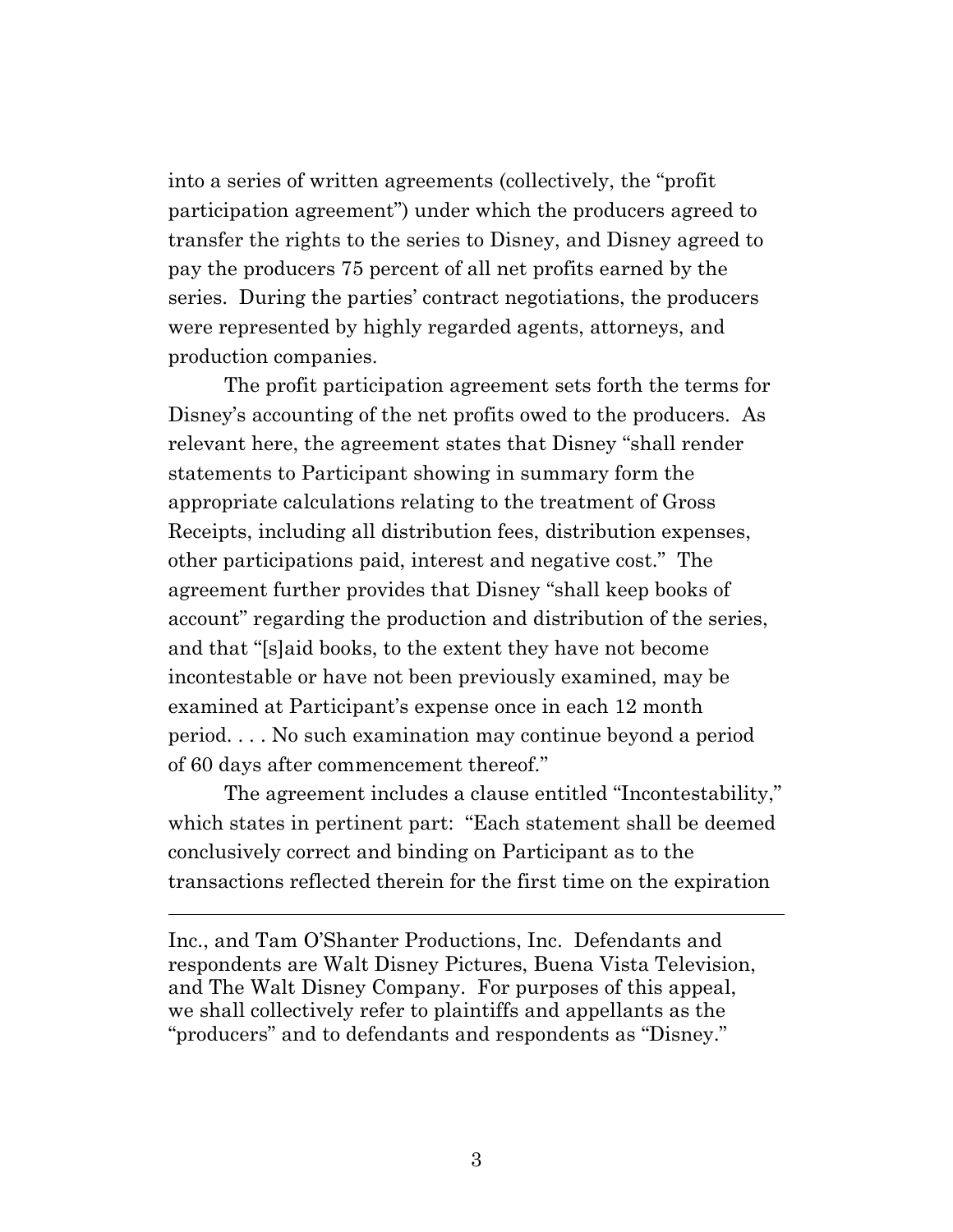into a series of written agreements (collectively, the "profit participation agreement") under which the producers agreed to transfer the rights to the series to Disney, and Disney agreed to pay the producers 75 percent of all net profits earned by the series. During the parties' contract negotiations, the producers were represented by highly regarded agents, attorneys, and production companies.

The profit participation agreement sets forth the terms for Disney's accounting of the net profits owed to the producers. As relevant here, the agreement states that Disney "shall render statements to Participant showing in summary form the appropriate calculations relating to the treatment of Gross Receipts, including all distribution fees, distribution expenses, other participations paid, interest and negative cost." The agreement further provides that Disney "shall keep books of account" regarding the production and distribution of the series, and that "[s]aid books, to the extent they have not become incontestable or have not been previously examined, may be examined at Participant's expense once in each 12 month period. . . . No such examination may continue beyond a period of 60 days after commencement thereof."

The agreement includes a clause entitled "Incontestability," which states in pertinent part: "Each statement shall be deemed conclusively correct and binding on Participant as to the transactions reflected therein for the first time on the expiration

---

Inc., and Tam O'Shanter Productions, Inc. Defendants and respondents are Walt Disney Pictures, Buena Vista Television, and The Walt Disney Company. For purposes of this appeal, we shall collectively refer to plaintiffs and appellants as the "producers" and to defendants and respondents as "Disney."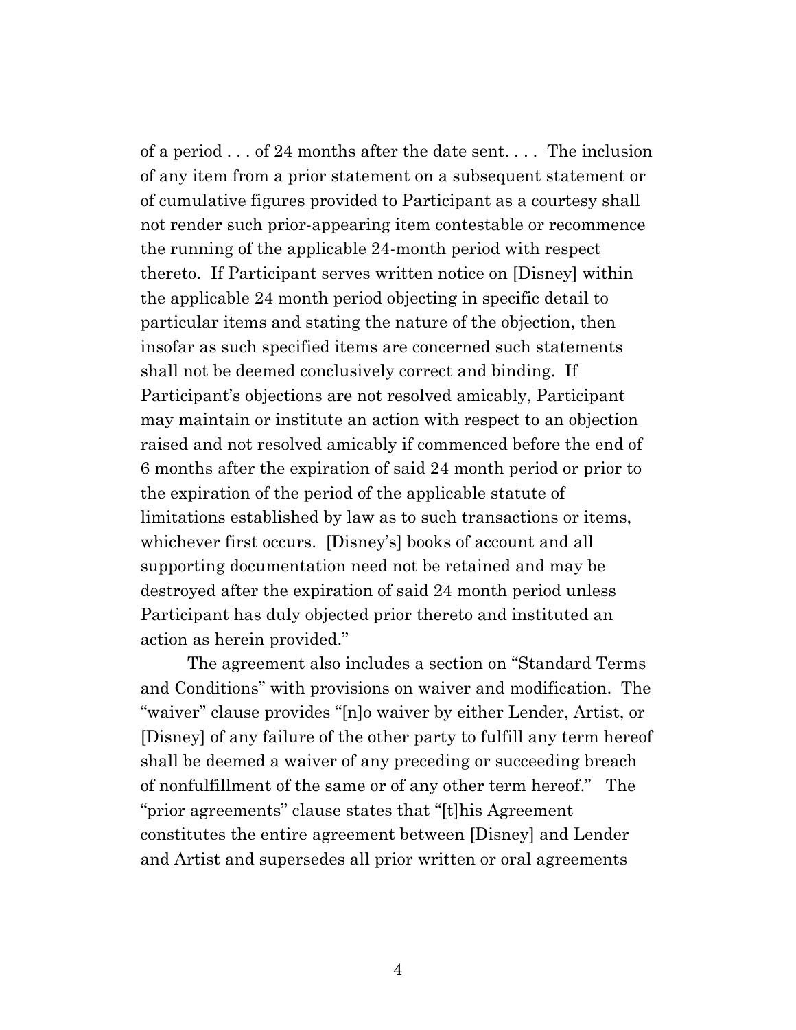of a period . . . of 24 months after the date sent. . . . The inclusion of any item from a prior statement on a subsequent statement or of cumulative figures provided to Participant as a courtesy shall not render such prior-appearing item contestable or recommence the running of the applicable 24-month period with respect thereto. If Participant serves written notice on [Disney] within the applicable 24 month period objecting in specific detail to particular items and stating the nature of the objection, then insofar as such specified items are concerned such statements shall not be deemed conclusively correct and binding. If Participant's objections are not resolved amicably, Participant may maintain or institute an action with respect to an objection raised and not resolved amicably if commenced before the end of 6 months after the expiration of said 24 month period or prior to the expiration of the period of the applicable statute of limitations established by law as to such transactions or items, whichever first occurs. [Disney's] books of account and all supporting documentation need not be retained and may be destroyed after the expiration of said 24 month period unless Participant has duly objected prior thereto and instituted an action as herein provided."

The agreement also includes a section on "Standard Terms and Conditions" with provisions on waiver and modification. The "waiver" clause provides "[n]o waiver by either Lender, Artist, or [Disney] of any failure of the other party to fulfill any term hereof shall be deemed a waiver of any preceding or succeeding breach of nonfulfillment of the same or of any other term hereof." The "prior agreements" clause states that "[t]his Agreement constitutes the entire agreement between [Disney] and Lender and Artist and supersedes all prior written or oral agreements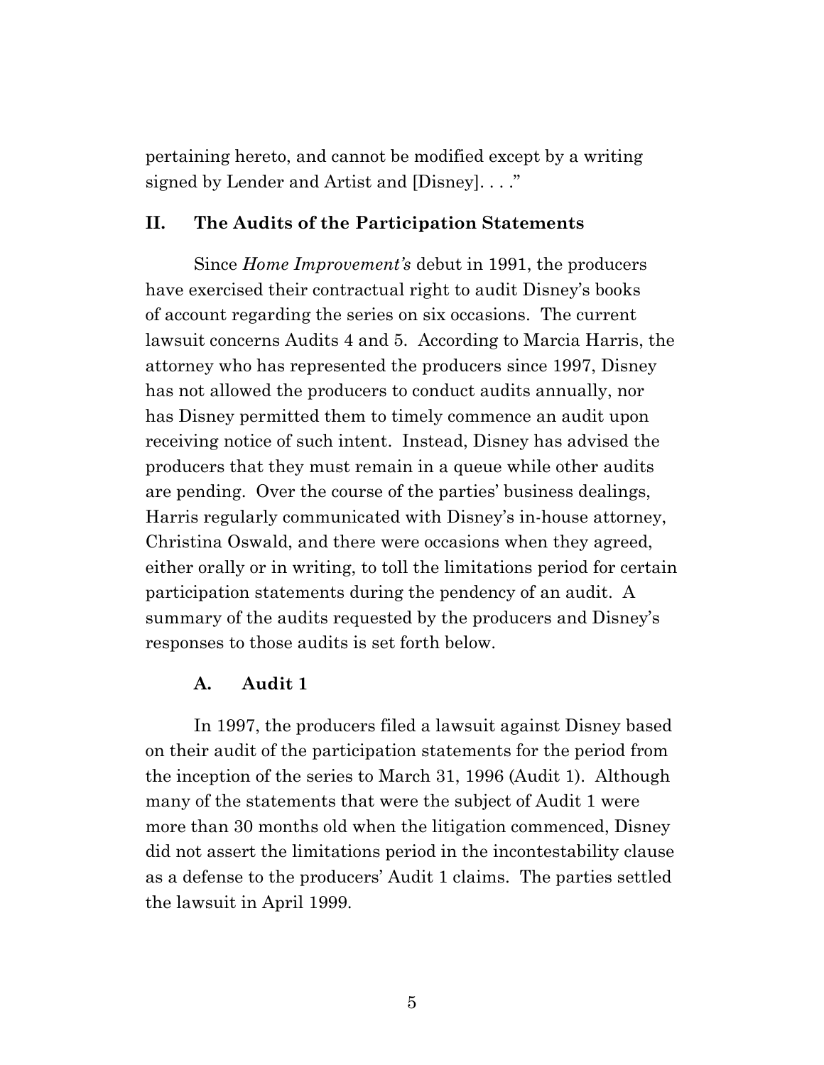pertaining hereto, and cannot be modified except by a writing signed by Lender and Artist and [Disney]. . . ."

## II. The Audits of the Participation Statements

Since *Home Improvement's* debut in 1991, the producers have exercised their contractual right to audit Disney's books of account regarding the series on six occasions. The current lawsuit concerns Audits 4 and 5. According to Marcia Harris, the attorney who has represented the producers since 1997, Disney has not allowed the producers to conduct audits annually, nor has Disney permitted them to timely commence an audit upon receiving notice of such intent. Instead, Disney has advised the producers that they must remain in a queue while other audits are pending. Over the course of the parties' business dealings, Harris regularly communicated with Disney's in-house attorney, Christina Oswald, and there were occasions when they agreed, either orally or in writing, to toll the limitations period for certain participation statements during the pendency of an audit. A summary of the audits requested by the producers and Disney's responses to those audits is set forth below.

### A. Audit 1

In 1997, the producers filed a lawsuit against Disney based on their audit of the participation statements for the period from the inception of the series to March 31, 1996 (Audit 1). Although many of the statements that were the subject of Audit 1 were more than 30 months old when the litigation commenced, Disney did not assert the limitations period in the incontestability clause as a defense to the producers' Audit 1 claims. The parties settled the lawsuit in April 1999.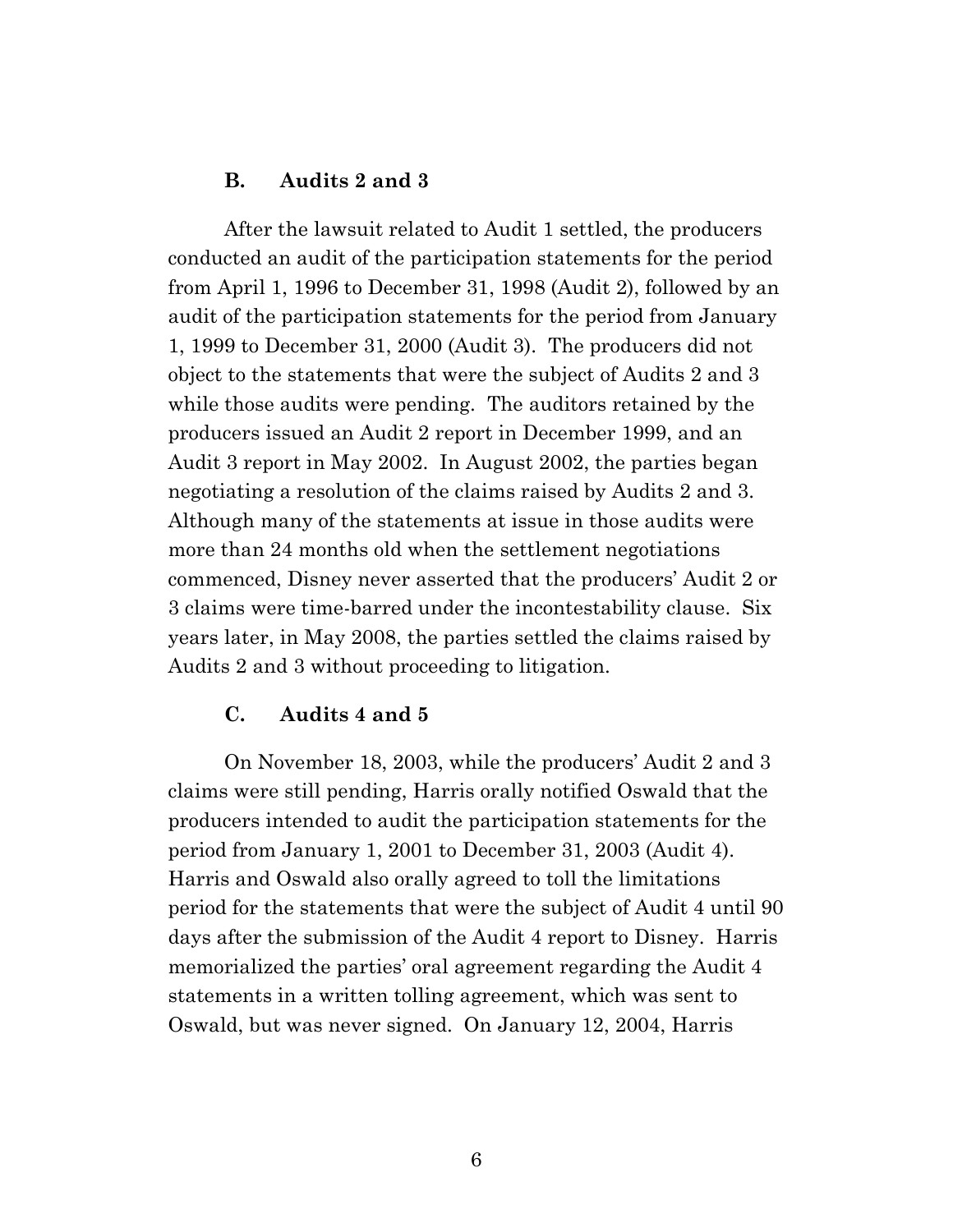### B. Audits 2 and 3

After the lawsuit related to Audit 1 settled, the producers conducted an audit of the participation statements for the period from April 1, 1996 to December 31, 1998 (Audit 2), followed by an audit of the participation statements for the period from January 1, 1999 to December 31, 2000 (Audit 3). The producers did not object to the statements that were the subject of Audits 2 and 3 while those audits were pending. The auditors retained by the producers issued an Audit 2 report in December 1999, and an Audit 3 report in May 2002. In August 2002, the parties began negotiating a resolution of the claims raised by Audits 2 and 3. Although many of the statements at issue in those audits were more than 24 months old when the settlement negotiations commenced, Disney never asserted that the producers' Audit 2 or 3 claims were time-barred under the incontestability clause. Six years later, in May 2008, the parties settled the claims raised by Audits 2 and 3 without proceeding to litigation.

### C. Audits 4 and 5

On November 18, 2003, while the producers' Audit 2 and 3 claims were still pending, Harris orally notified Oswald that the producers intended to audit the participation statements for the period from January 1, 2001 to December 31, 2003 (Audit 4). Harris and Oswald also orally agreed to toll the limitations period for the statements that were the subject of Audit 4 until 90 days after the submission of the Audit 4 report to Disney. Harris memorialized the parties' oral agreement regarding the Audit 4 statements in a written tolling agreement, which was sent to Oswald, but was never signed. On January 12, 2004, Harris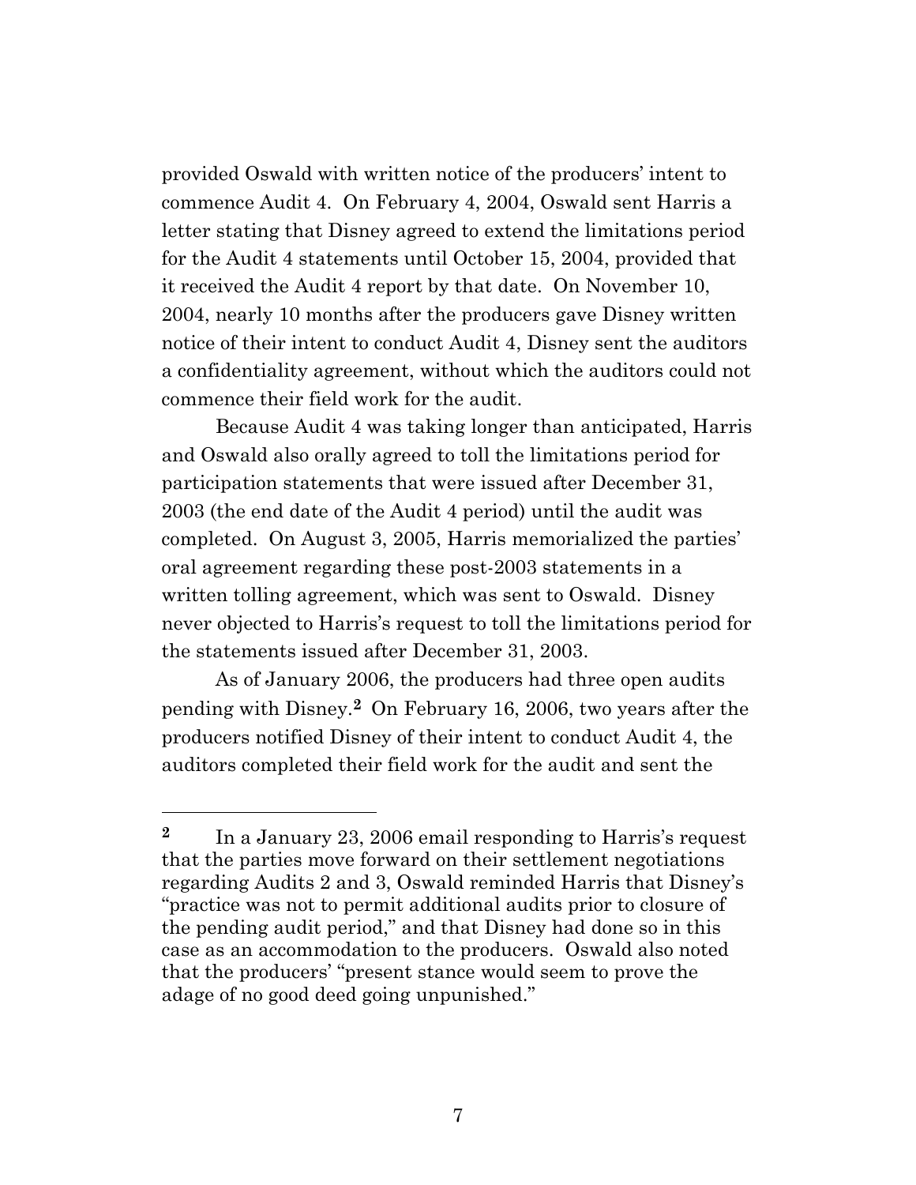provided Oswald with written notice of the producers' intent to commence Audit 4. On February 4, 2004, Oswald sent Harris a letter stating that Disney agreed to extend the limitations period for the Audit 4 statements until October 15, 2004, provided that it received the Audit 4 report by that date. On November 10, 2004, nearly 10 months after the producers gave Disney written notice of their intent to conduct Audit 4, Disney sent the auditors a confidentiality agreement, without which the auditors could not commence their field work for the audit.

Because Audit 4 was taking longer than anticipated, Harris and Oswald also orally agreed to toll the limitations period for participation statements that were issued after December 31, 2003 (the end date of the Audit 4 period) until the audit was completed. On August 3, 2005, Harris memorialized the parties' oral agreement regarding these post-2003 statements in a written tolling agreement, which was sent to Oswald. Disney never objected to Harris's request to toll the limitations period for the statements issued after December 31, 2003.

As of January 2006, the producers had three open audits pending with Disney.[2] On February 16, 2006, two years after the producers notified Disney of their intent to conduct Audit 4, the auditors completed their field work for the audit and sent the

---

[2] In a January 23, 2006 email responding to Harris's request that the parties move forward on their settlement negotiations regarding Audits 2 and 3, Oswald reminded Harris that Disney's "practice was not to permit additional audits prior to closure of the pending audit period," and that Disney had done so in this case as an accommodation to the producers. Oswald also noted that the producers' "present stance would seem to prove the adage of no good deed going unpunished."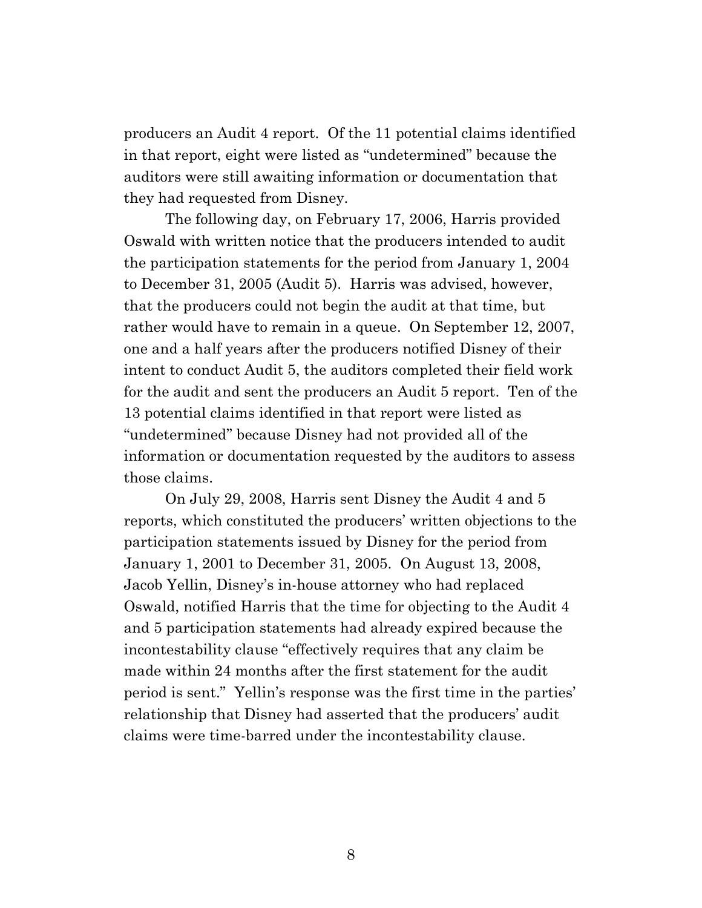producers an Audit 4 report. Of the 11 potential claims identified in that report, eight were listed as "undetermined" because the auditors were still awaiting information or documentation that they had requested from Disney.

The following day, on February 17, 2006, Harris provided Oswald with written notice that the producers intended to audit the participation statements for the period from January 1, 2004 to December 31, 2005 (Audit 5). Harris was advised, however, that the producers could not begin the audit at that time, but rather would have to remain in a queue. On September 12, 2007, one and a half years after the producers notified Disney of their intent to conduct Audit 5, the auditors completed their field work for the audit and sent the producers an Audit 5 report. Ten of the 13 potential claims identified in that report were listed as "undetermined" because Disney had not provided all of the information or documentation requested by the auditors to assess those claims.

On July 29, 2008, Harris sent Disney the Audit 4 and 5 reports, which constituted the producers' written objections to the participation statements issued by Disney for the period from January 1, 2001 to December 31, 2005. On August 13, 2008, Jacob Yellin, Disney's in-house attorney who had replaced Oswald, notified Harris that the time for objecting to the Audit 4 and 5 participation statements had already expired because the incontestability clause "effectively requires that any claim be made within 24 months after the first statement for the audit period is sent." Yellin's response was the first time in the parties' relationship that Disney had asserted that the producers' audit claims were time-barred under the incontestability clause.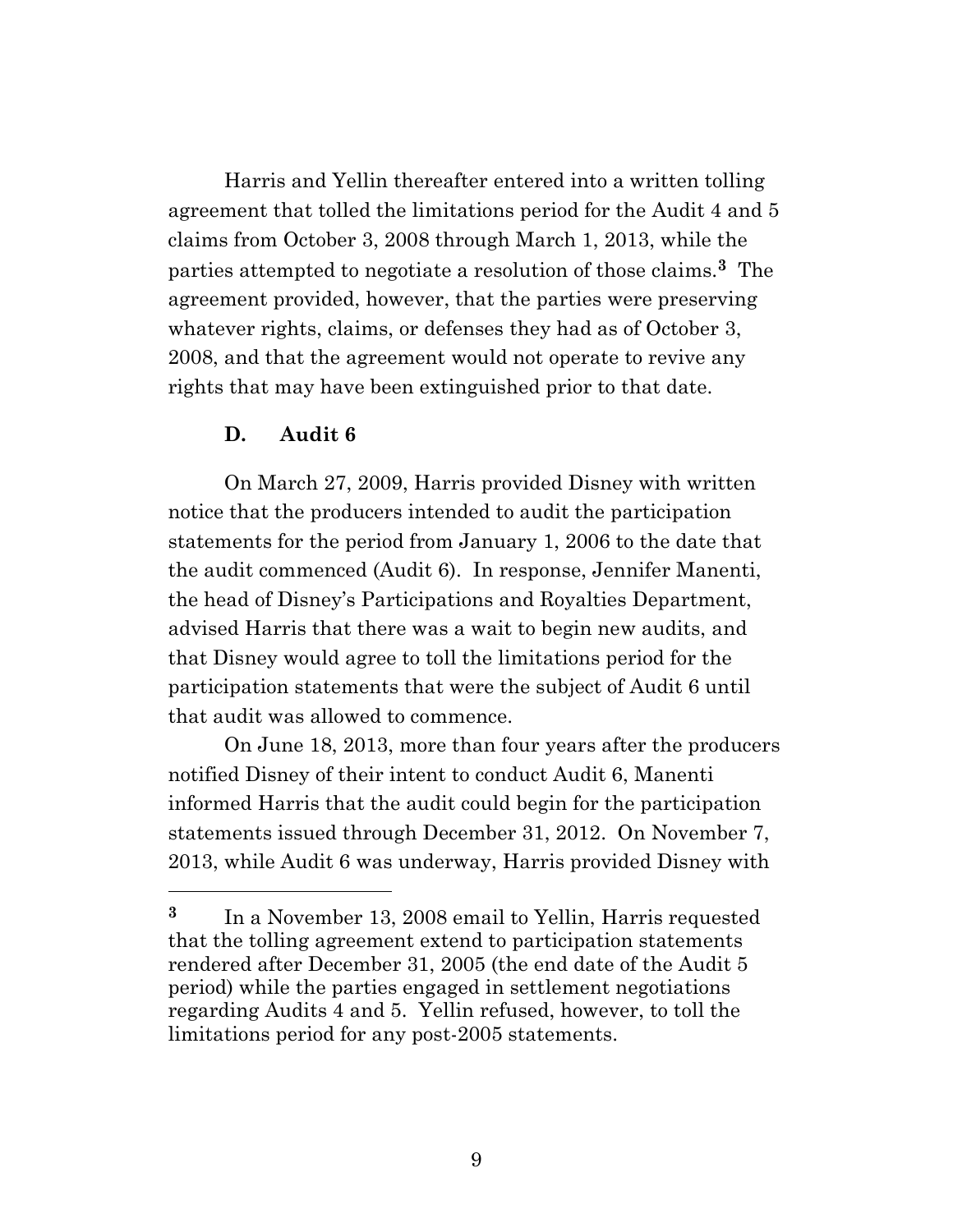Harris and Yellin thereafter entered into a written tolling agreement that tolled the limitations period for the Audit 4 and 5 claims from October 3, 2008 through March 1, 2013, while the parties attempted to negotiate a resolution of those claims.[3] The agreement provided, however, that the parties were preserving whatever rights, claims, or defenses they had as of October 3, 2008, and that the agreement would not operate to revive any rights that may have been extinguished prior to that date.

### D. Audit 6

On March 27, 2009, Harris provided Disney with written notice that the producers intended to audit the participation statements for the period from January 1, 2006 to the date that the audit commenced (Audit 6). In response, Jennifer Manenti, the head of Disney's Participations and Royalties Department, advised Harris that there was a wait to begin new audits, and that Disney would agree to toll the limitations period for the participation statements that were the subject of Audit 6 until that audit was allowed to commence.

On June 18, 2013, more than four years after the producers notified Disney of their intent to conduct Audit 6, Manenti informed Harris that the audit could begin for the participation statements issued through December 31, 2012. On November 7, 2013, while Audit 6 was underway, Harris provided Disney with

---

[3] In a November 13, 2008 email to Yellin, Harris requested that the tolling agreement extend to participation statements rendered after December 31, 2005 (the end date of the Audit 5 period) while the parties engaged in settlement negotiations regarding Audits 4 and 5. Yellin refused, however, to toll the limitations period for any post-2005 statements.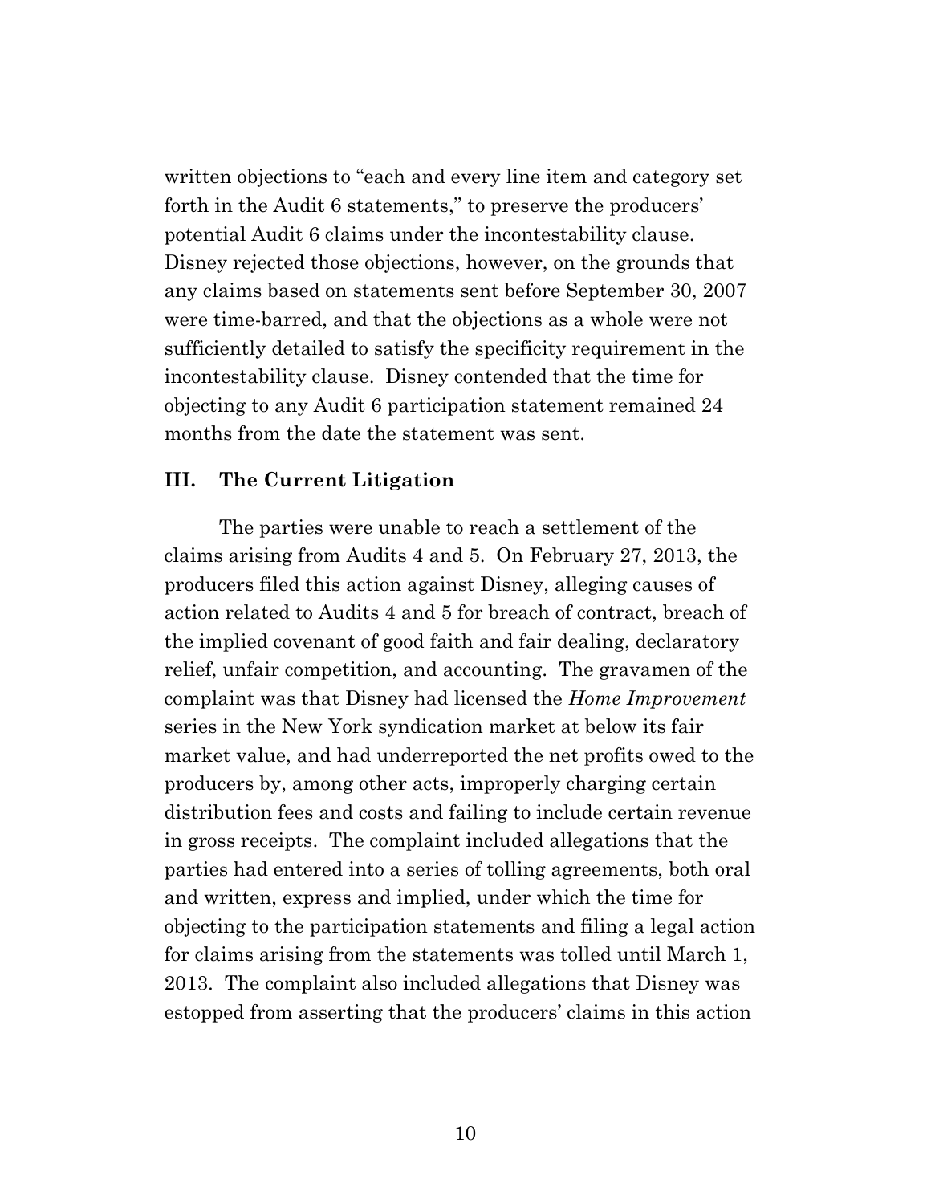written objections to "each and every line item and category set forth in the Audit 6 statements," to preserve the producers' potential Audit 6 claims under the incontestability clause. Disney rejected those objections, however, on the grounds that any claims based on statements sent before September 30, 2007 were time-barred, and that the objections as a whole were not sufficiently detailed to satisfy the specificity requirement in the incontestability clause. Disney contended that the time for objecting to any Audit 6 participation statement remained 24 months from the date the statement was sent.

## III. The Current Litigation

The parties were unable to reach a settlement of the claims arising from Audits 4 and 5. On February 27, 2013, the producers filed this action against Disney, alleging causes of action related to Audits 4 and 5 for breach of contract, breach of the implied covenant of good faith and fair dealing, declaratory relief, unfair competition, and accounting. The gravamen of the complaint was that Disney had licensed the *Home Improvement* series in the New York syndication market at below its fair market value, and had underreported the net profits owed to the producers by, among other acts, improperly charging certain distribution fees and costs and failing to include certain revenue in gross receipts. The complaint included allegations that the parties had entered into a series of tolling agreements, both oral and written, express and implied, under which the time for objecting to the participation statements and filing a legal action for claims arising from the statements was tolled until March 1, 2013. The complaint also included allegations that Disney was estopped from asserting that the producers' claims in this action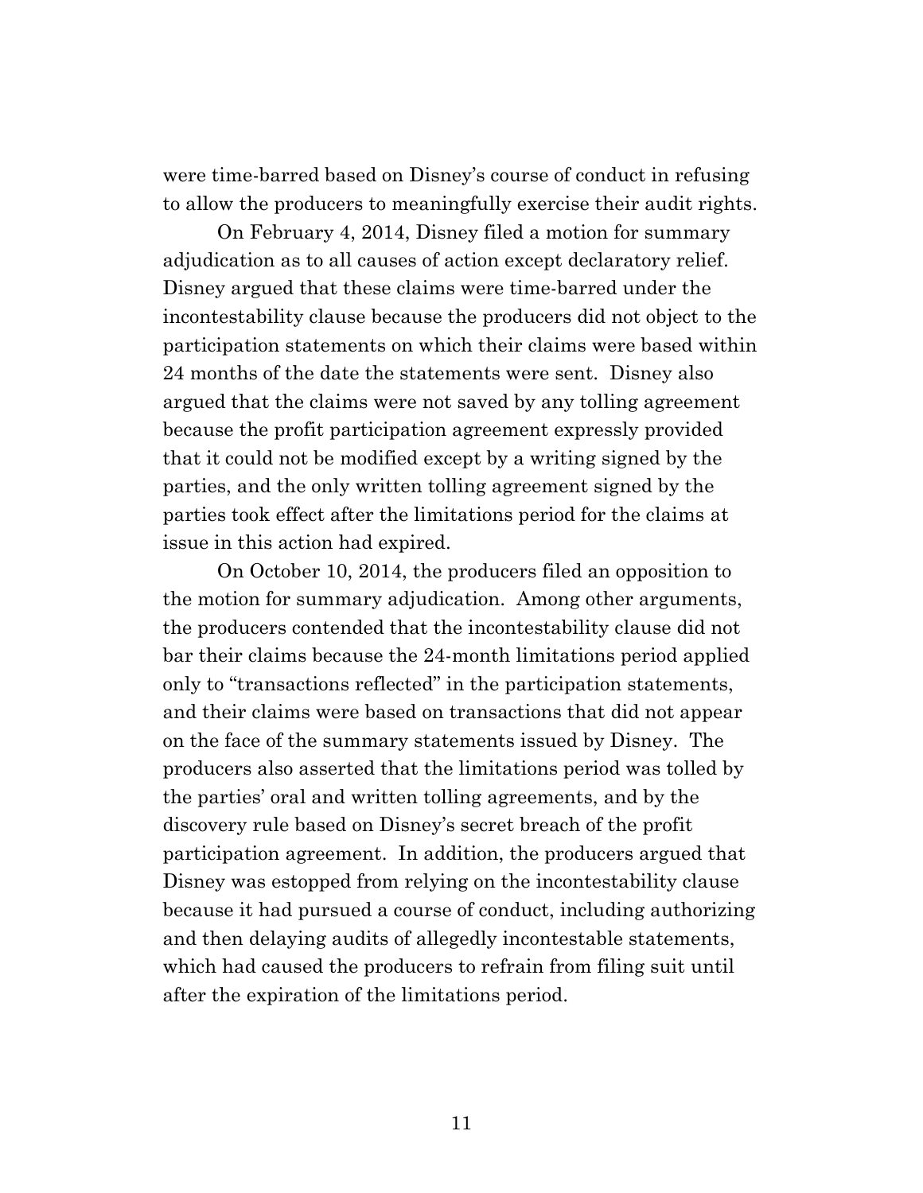were time-barred based on Disney's course of conduct in refusing to allow the producers to meaningfully exercise their audit rights.

On February 4, 2014, Disney filed a motion for summary adjudication as to all causes of action except declaratory relief. Disney argued that these claims were time-barred under the incontestability clause because the producers did not object to the participation statements on which their claims were based within 24 months of the date the statements were sent. Disney also argued that the claims were not saved by any tolling agreement because the profit participation agreement expressly provided that it could not be modified except by a writing signed by the parties, and the only written tolling agreement signed by the parties took effect after the limitations period for the claims at issue in this action had expired.

On October 10, 2014, the producers filed an opposition to the motion for summary adjudication. Among other arguments, the producers contended that the incontestability clause did not bar their claims because the 24-month limitations period applied only to "transactions reflected" in the participation statements, and their claims were based on transactions that did not appear on the face of the summary statements issued by Disney. The producers also asserted that the limitations period was tolled by the parties' oral and written tolling agreements, and by the discovery rule based on Disney's secret breach of the profit participation agreement. In addition, the producers argued that Disney was estopped from relying on the incontestability clause because it had pursued a course of conduct, including authorizing and then delaying audits of allegedly incontestable statements, which had caused the producers to refrain from filing suit until after the expiration of the limitations period.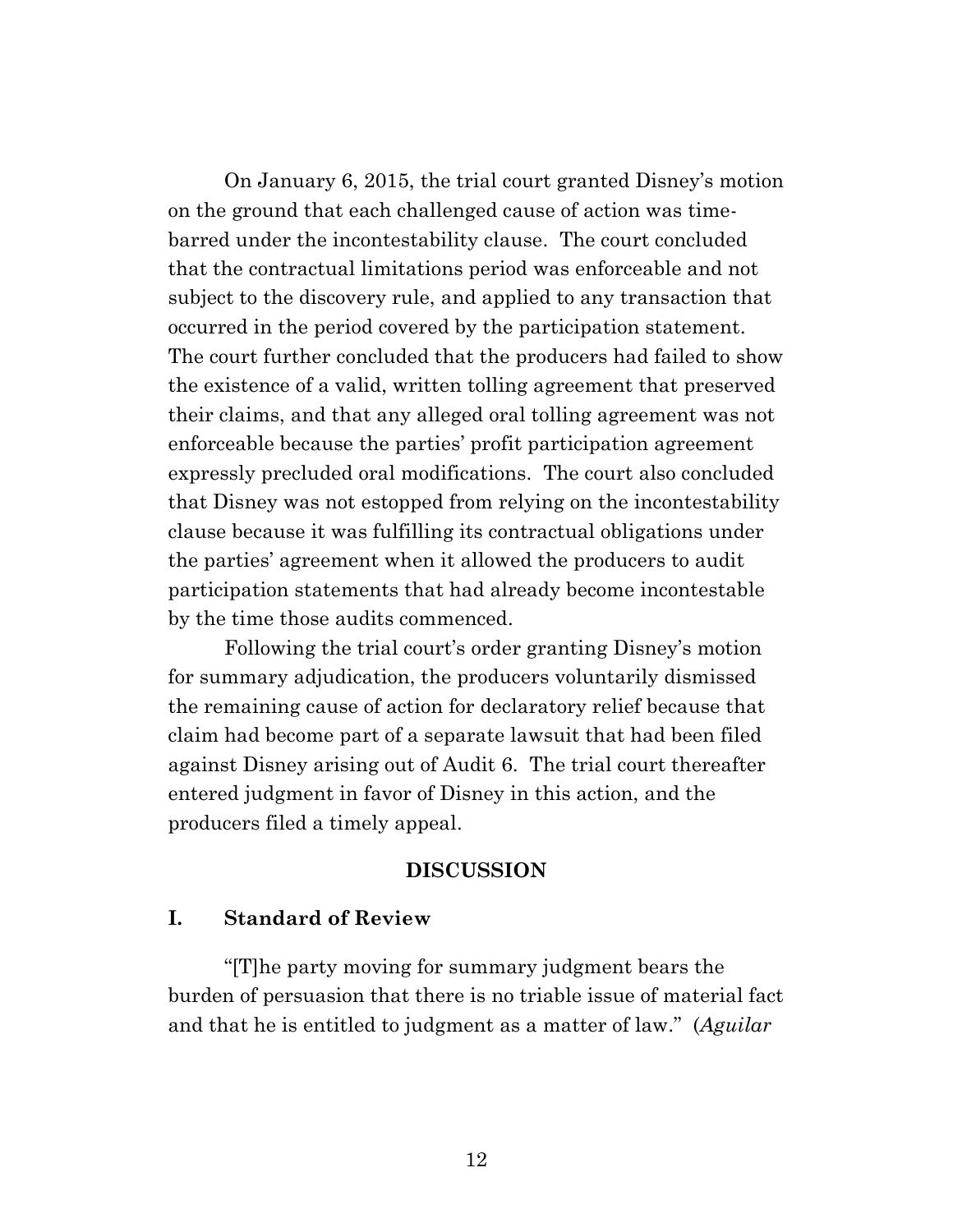On January 6, 2015, the trial court granted Disney's motion on the ground that each challenged cause of action was time-barred under the incontestability clause. The court concluded that the contractual limitations period was enforceable and not subject to the discovery rule, and applied to any transaction that occurred in the period covered by the participation statement. The court further concluded that the producers had failed to show the existence of a valid, written tolling agreement that preserved their claims, and that any alleged oral tolling agreement was not enforceable because the parties' profit participation agreement expressly precluded oral modifications. The court also concluded that Disney was not estopped from relying on the incontestability clause because it was fulfilling its contractual obligations under the parties' agreement when it allowed the producers to audit participation statements that had already become incontestable by the time those audits commenced.

Following the trial court's order granting Disney's motion for summary adjudication, the producers voluntarily dismissed the remaining cause of action for declaratory relief because that claim had become part of a separate lawsuit that had been filed against Disney arising out of Audit 6. The trial court thereafter entered judgment in favor of Disney in this action, and the producers filed a timely appeal.

## DISCUSSION

### I. Standard of Review

"[T]he party moving for summary judgment bears the burden of persuasion that there is no triable issue of material fact and that he is entitled to judgment as a matter of law." (*Aguilar*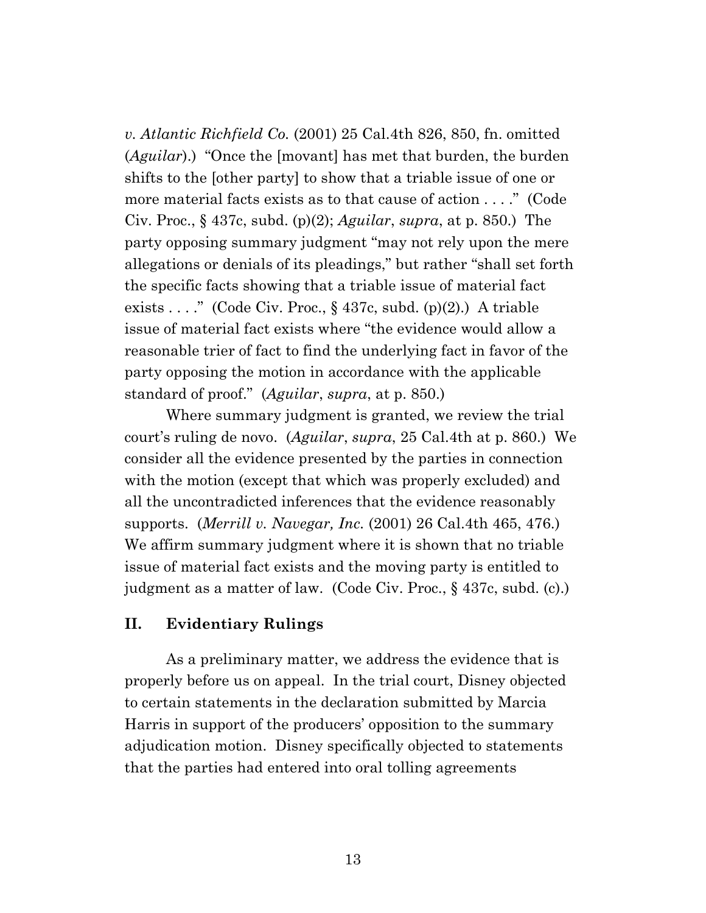*v. Atlantic Richfield Co.* (2001) 25 Cal.4th 826, 850, fn. omitted (*Aguilar*).) "Once the [movant] has met that burden, the burden shifts to the [other party] to show that a triable issue of one or more material facts exists as to that cause of action . . . ." (Code Civ. Proc., § 437c, subd. (p)(2); *Aguilar*, *supra*, at p. 850.) The party opposing summary judgment "may not rely upon the mere allegations or denials of its pleadings," but rather "shall set forth the specific facts showing that a triable issue of material fact exists . . . ." (Code Civ. Proc., § 437c, subd. (p)(2).) A triable issue of material fact exists where "the evidence would allow a reasonable trier of fact to find the underlying fact in favor of the party opposing the motion in accordance with the applicable standard of proof." (*Aguilar*, *supra*, at p. 850.)

Where summary judgment is granted, we review the trial court's ruling de novo. (*Aguilar*, *supra*, 25 Cal.4th at p. 860.) We consider all the evidence presented by the parties in connection with the motion (except that which was properly excluded) and all the uncontradicted inferences that the evidence reasonably supports. (*Merrill v. Navegar, Inc.* (2001) 26 Cal.4th 465, 476.) We affirm summary judgment where it is shown that no triable issue of material fact exists and the moving party is entitled to judgment as a matter of law. (Code Civ. Proc., § 437c, subd. (c).)

## II. Evidentiary Rulings

As a preliminary matter, we address the evidence that is properly before us on appeal. In the trial court, Disney objected to certain statements in the declaration submitted by Marcia Harris in support of the producers' opposition to the summary adjudication motion. Disney specifically objected to statements that the parties had entered into oral tolling agreements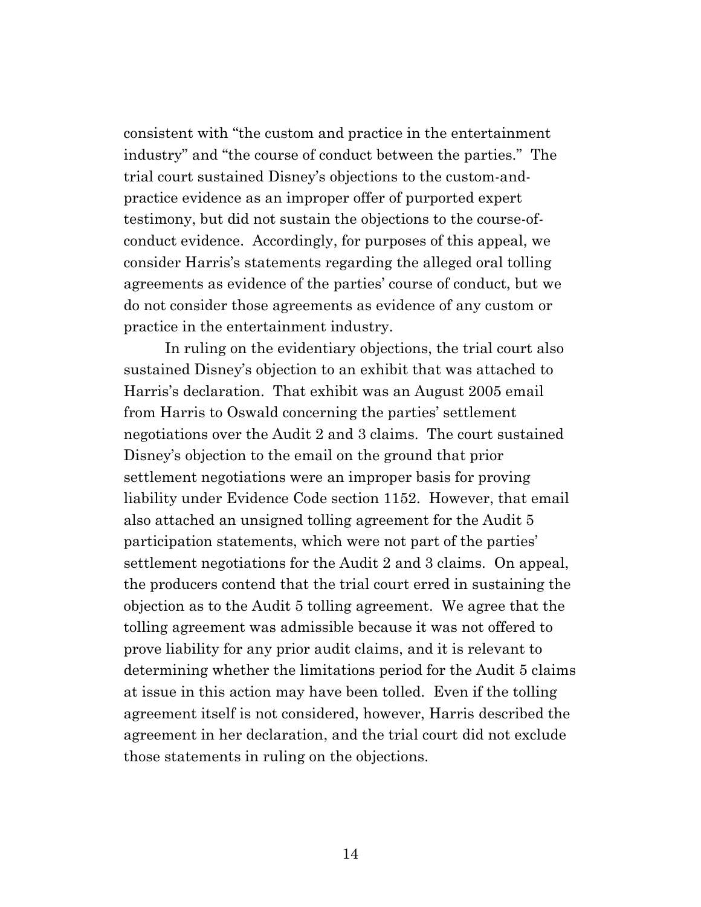consistent with "the custom and practice in the entertainment industry" and "the course of conduct between the parties." The trial court sustained Disney's objections to the custom-and-practice evidence as an improper offer of purported expert testimony, but did not sustain the objections to the course-of-conduct evidence. Accordingly, for purposes of this appeal, we consider Harris's statements regarding the alleged oral tolling agreements as evidence of the parties' course of conduct, but we do not consider those agreements as evidence of any custom or practice in the entertainment industry.

In ruling on the evidentiary objections, the trial court also sustained Disney's objection to an exhibit that was attached to Harris's declaration. That exhibit was an August 2005 email from Harris to Oswald concerning the parties' settlement negotiations over the Audit 2 and 3 claims. The court sustained Disney's objection to the email on the ground that prior settlement negotiations were an improper basis for proving liability under Evidence Code section 1152. However, that email also attached an unsigned tolling agreement for the Audit 5 participation statements, which were not part of the parties' settlement negotiations for the Audit 2 and 3 claims. On appeal, the producers contend that the trial court erred in sustaining the objection as to the Audit 5 tolling agreement. We agree that the tolling agreement was admissible because it was not offered to prove liability for any prior audit claims, and it is relevant to determining whether the limitations period for the Audit 5 claims at issue in this action may have been tolled. Even if the tolling agreement itself is not considered, however, Harris described the agreement in her declaration, and the trial court did not exclude those statements in ruling on the objections.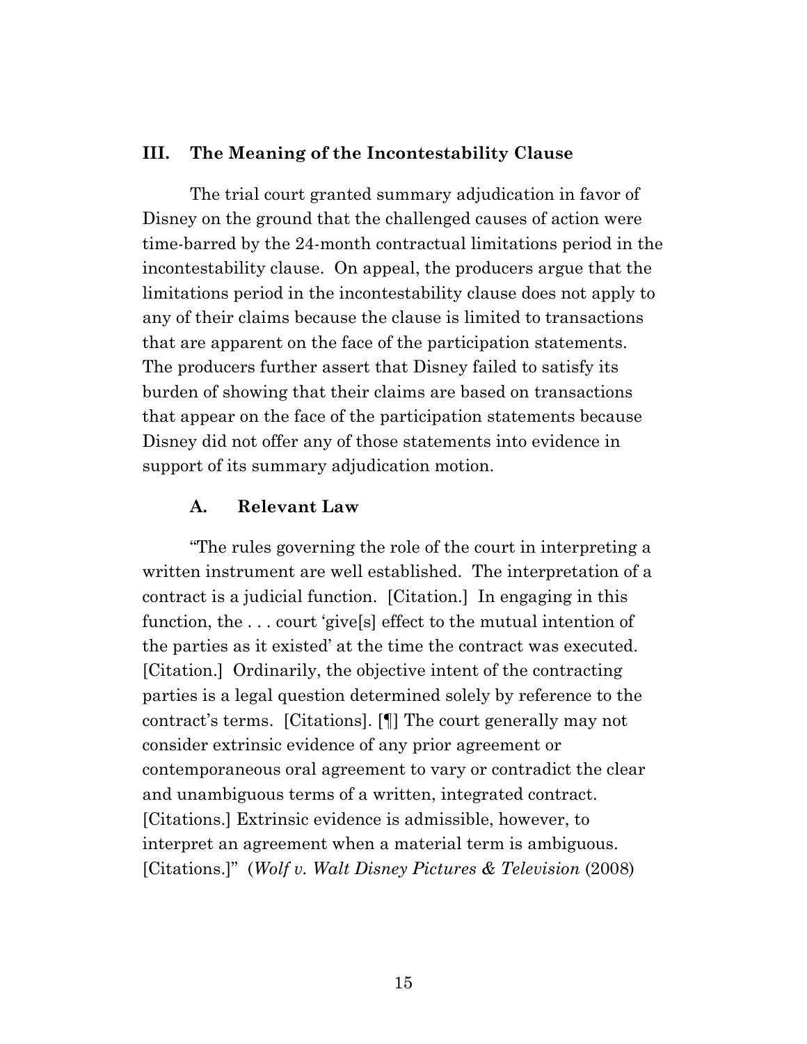## III. The Meaning of the Incontestability Clause

The trial court granted summary adjudication in favor of Disney on the ground that the challenged causes of action were time-barred by the 24-month contractual limitations period in the incontestability clause. On appeal, the producers argue that the limitations period in the incontestability clause does not apply to any of their claims because the clause is limited to transactions that are apparent on the face of the participation statements. The producers further assert that Disney failed to satisfy its burden of showing that their claims are based on transactions that appear on the face of the participation statements because Disney did not offer any of those statements into evidence in support of its summary adjudication motion.

### A. Relevant Law

"The rules governing the role of the court in interpreting a written instrument are well established. The interpretation of a contract is a judicial function. [Citation.] In engaging in this function, the . . . court 'give[s] effect to the mutual intention of the parties as it existed' at the time the contract was executed. [Citation.] Ordinarily, the objective intent of the contracting parties is a legal question determined solely by reference to the contract's terms. [Citations]. [¶] The court generally may not consider extrinsic evidence of any prior agreement or contemporaneous oral agreement to vary or contradict the clear and unambiguous terms of a written, integrated contract. [Citations.] Extrinsic evidence is admissible, however, to interpret an agreement when a material term is ambiguous. [Citations.]" (*Wolf v. Walt Disney Pictures & Television* (2008)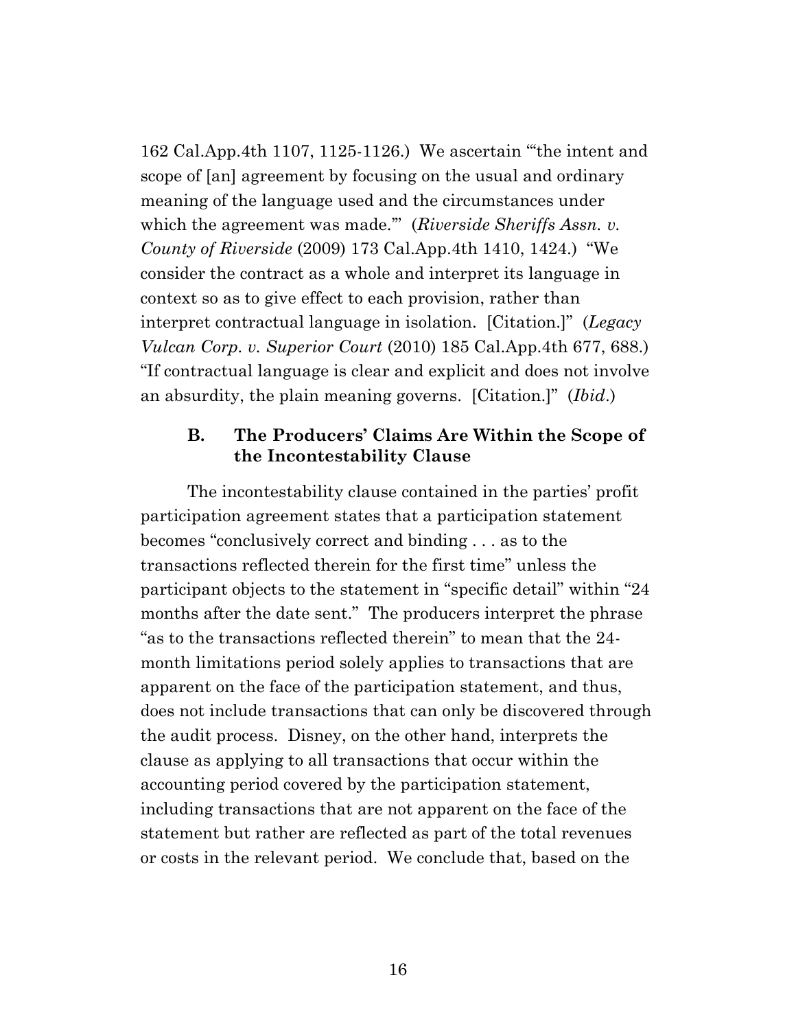162 Cal.App.4th 1107, 1125-1126.) We ascertain "'the intent and scope of [an] agreement by focusing on the usual and ordinary meaning of the language used and the circumstances under which the agreement was made.'" (*Riverside Sheriffs Assn. v. County of Riverside* (2009) 173 Cal.App.4th 1410, 1424.) "We consider the contract as a whole and interpret its language in context so as to give effect to each provision, rather than interpret contractual language in isolation. [Citation.]" (*Legacy Vulcan Corp. v. Superior Court* (2010) 185 Cal.App.4th 677, 688.) "If contractual language is clear and explicit and does not involve an absurdity, the plain meaning governs. [Citation.]" (*Ibid*.)

### B. The Producers' Claims Are Within the Scope of the Incontestability Clause

The incontestability clause contained in the parties' profit participation agreement states that a participation statement becomes "conclusively correct and binding . . . as to the transactions reflected therein for the first time" unless the participant objects to the statement in "specific detail" within "24 months after the date sent." The producers interpret the phrase "as to the transactions reflected therein" to mean that the 24-month limitations period solely applies to transactions that are apparent on the face of the participation statement, and thus, does not include transactions that can only be discovered through the audit process. Disney, on the other hand, interprets the clause as applying to all transactions that occur within the accounting period covered by the participation statement, including transactions that are not apparent on the face of the statement but rather are reflected as part of the total revenues or costs in the relevant period. We conclude that, based on the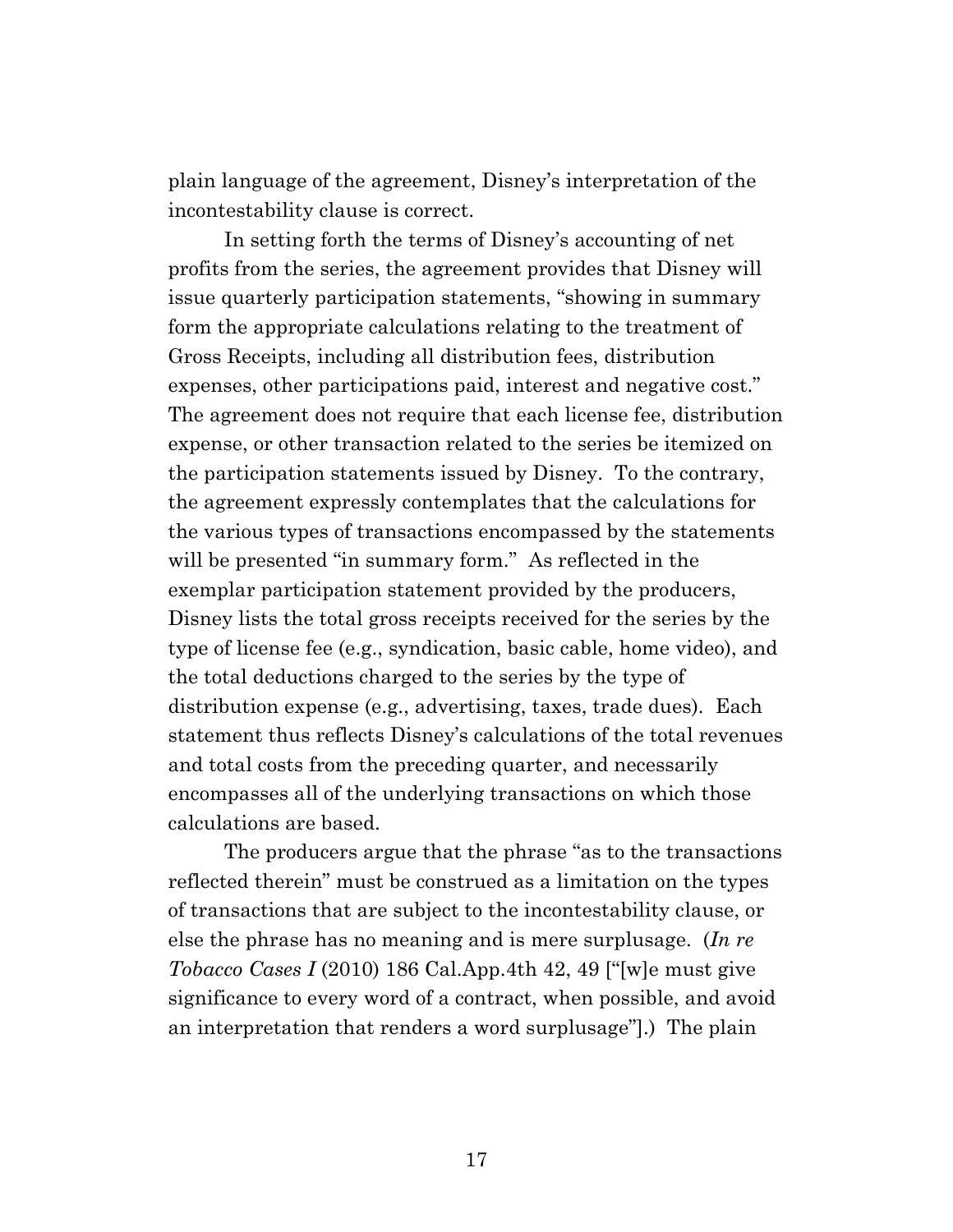plain language of the agreement, Disney's interpretation of the incontestability clause is correct.

In setting forth the terms of Disney's accounting of net profits from the series, the agreement provides that Disney will issue quarterly participation statements, "showing in summary form the appropriate calculations relating to the treatment of Gross Receipts, including all distribution fees, distribution expenses, other participations paid, interest and negative cost." The agreement does not require that each license fee, distribution expense, or other transaction related to the series be itemized on the participation statements issued by Disney. To the contrary, the agreement expressly contemplates that the calculations for the various types of transactions encompassed by the statements will be presented "in summary form." As reflected in the exemplar participation statement provided by the producers, Disney lists the total gross receipts received for the series by the type of license fee (e.g., syndication, basic cable, home video), and the total deductions charged to the series by the type of distribution expense (e.g., advertising, taxes, trade dues). Each statement thus reflects Disney's calculations of the total revenues and total costs from the preceding quarter, and necessarily encompasses all of the underlying transactions on which those calculations are based.

The producers argue that the phrase "as to the transactions reflected therein" must be construed as a limitation on the types of transactions that are subject to the incontestability clause, or else the phrase has no meaning and is mere surplusage. (*In re Tobacco Cases I* (2010) 186 Cal.App.4th 42, 49 ["[w]e must give significance to every word of a contract, when possible, and avoid an interpretation that renders a word surplusage"].) The plain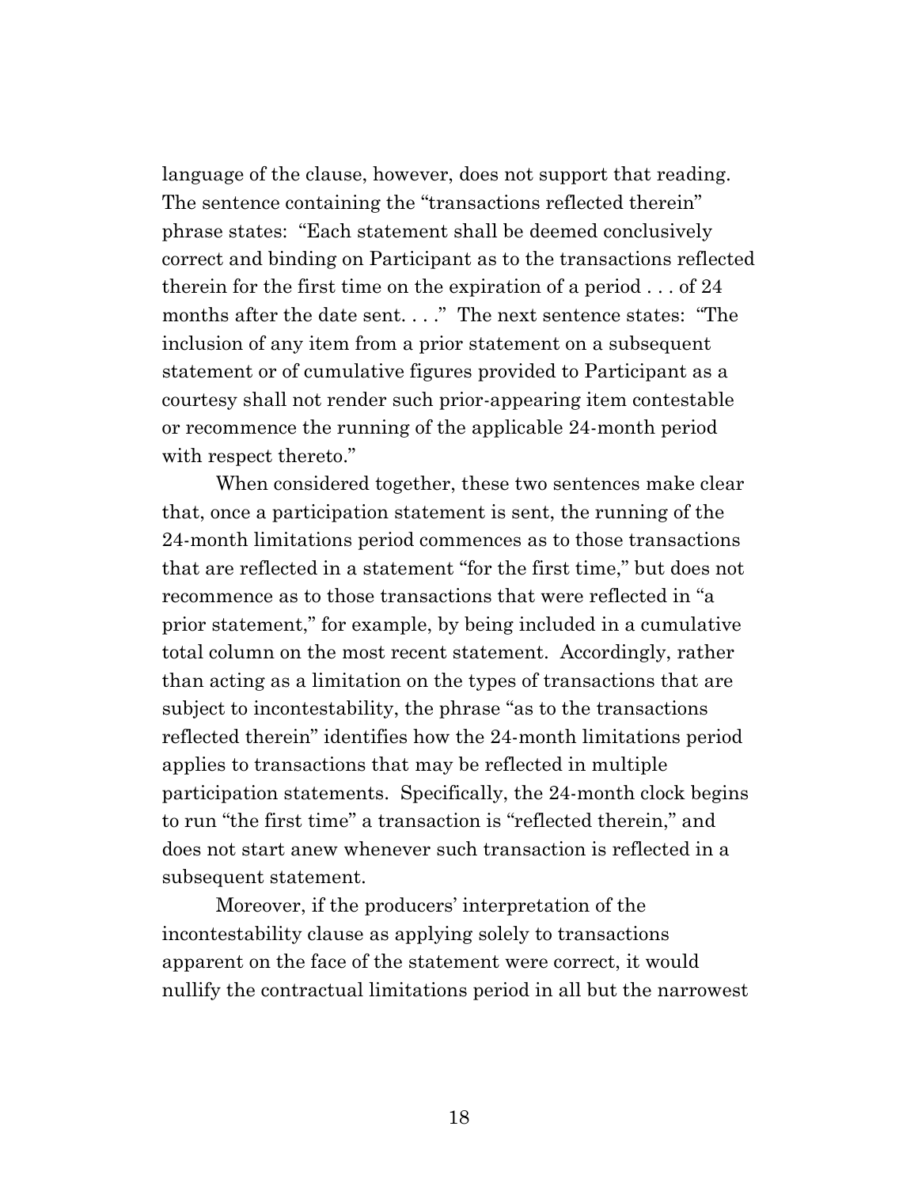language of the clause, however, does not support that reading. The sentence containing the "transactions reflected therein" phrase states: "Each statement shall be deemed conclusively correct and binding on Participant as to the transactions reflected therein for the first time on the expiration of a period . . . of 24 months after the date sent. . . ." The next sentence states: "The inclusion of any item from a prior statement on a subsequent statement or of cumulative figures provided to Participant as a courtesy shall not render such prior-appearing item contestable or recommence the running of the applicable 24-month period with respect thereto."

When considered together, these two sentences make clear that, once a participation statement is sent, the running of the 24-month limitations period commences as to those transactions that are reflected in a statement "for the first time," but does not recommence as to those transactions that were reflected in "a prior statement," for example, by being included in a cumulative total column on the most recent statement. Accordingly, rather than acting as a limitation on the types of transactions that are subject to incontestability, the phrase "as to the transactions reflected therein" identifies how the 24-month limitations period applies to transactions that may be reflected in multiple participation statements. Specifically, the 24-month clock begins to run "the first time" a transaction is "reflected therein," and does not start anew whenever such transaction is reflected in a subsequent statement.

Moreover, if the producers' interpretation of the incontestability clause as applying solely to transactions apparent on the face of the statement were correct, it would nullify the contractual limitations period in all but the narrowest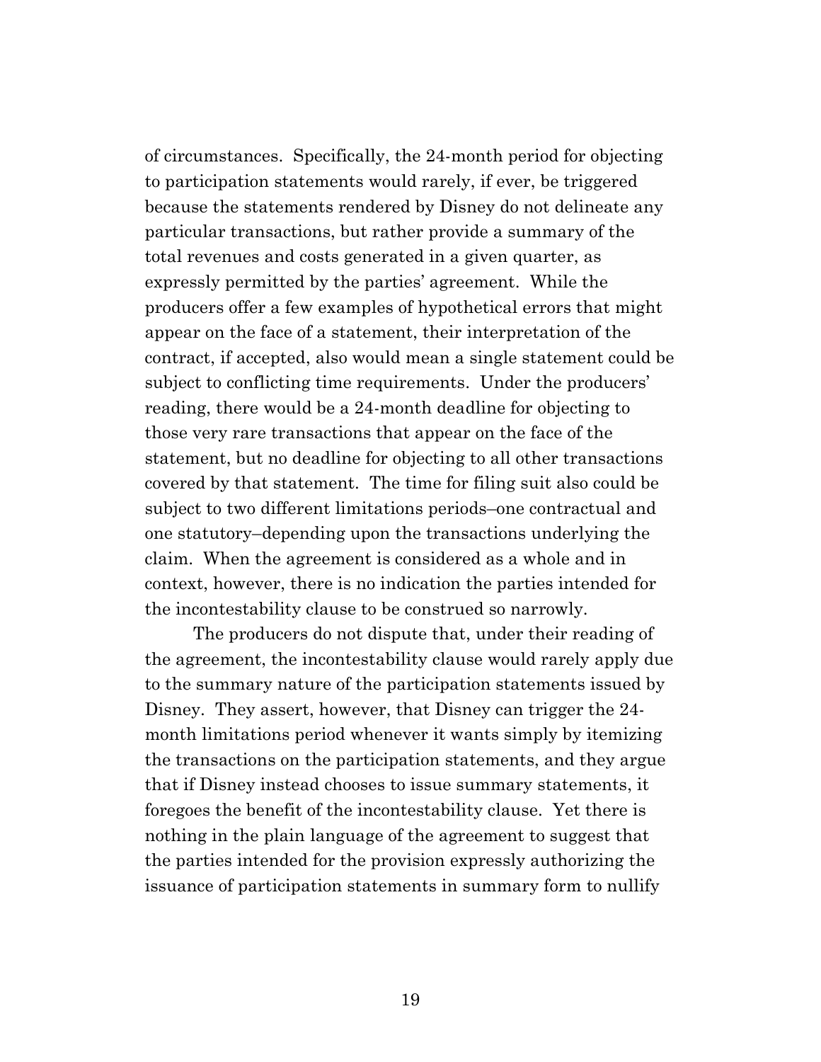of circumstances. Specifically, the 24-month period for objecting to participation statements would rarely, if ever, be triggered because the statements rendered by Disney do not delineate any particular transactions, but rather provide a summary of the total revenues and costs generated in a given quarter, as expressly permitted by the parties' agreement. While the producers offer a few examples of hypothetical errors that might appear on the face of a statement, their interpretation of the contract, if accepted, also would mean a single statement could be subject to conflicting time requirements. Under the producers' reading, there would be a 24-month deadline for objecting to those very rare transactions that appear on the face of the statement, but no deadline for objecting to all other transactions covered by that statement. The time for filing suit also could be subject to two different limitations periods–one contractual and one statutory–depending upon the transactions underlying the claim. When the agreement is considered as a whole and in context, however, there is no indication the parties intended for the incontestability clause to be construed so narrowly.

The producers do not dispute that, under their reading of the agreement, the incontestability clause would rarely apply due to the summary nature of the participation statements issued by Disney. They assert, however, that Disney can trigger the 24-month limitations period whenever it wants simply by itemizing the transactions on the participation statements, and they argue that if Disney instead chooses to issue summary statements, it foregoes the benefit of the incontestability clause. Yet there is nothing in the plain language of the agreement to suggest that the parties intended for the provision expressly authorizing the issuance of participation statements in summary form to nullify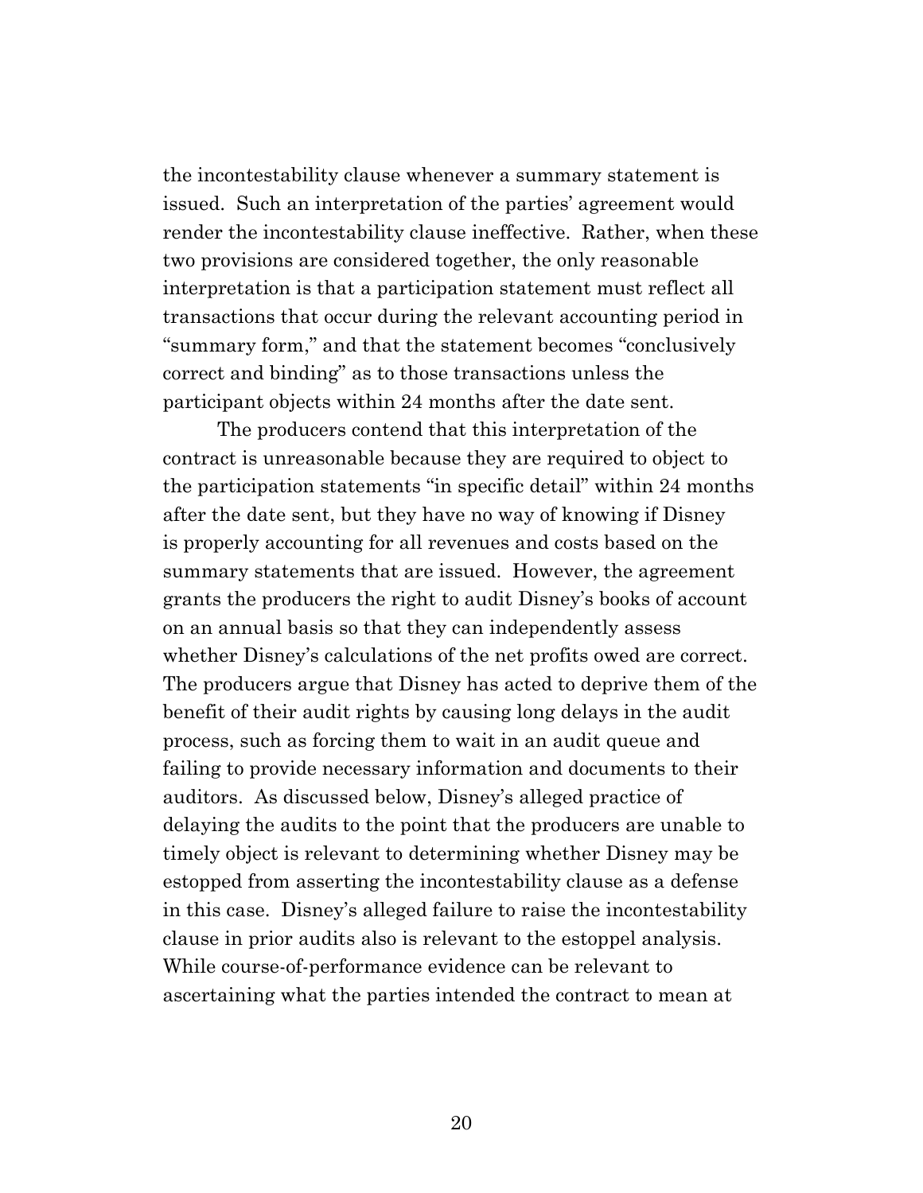the incontestability clause whenever a summary statement is issued. Such an interpretation of the parties' agreement would render the incontestability clause ineffective. Rather, when these two provisions are considered together, the only reasonable interpretation is that a participation statement must reflect all transactions that occur during the relevant accounting period in "summary form," and that the statement becomes "conclusively correct and binding" as to those transactions unless the participant objects within 24 months after the date sent.

The producers contend that this interpretation of the contract is unreasonable because they are required to object to the participation statements "in specific detail" within 24 months after the date sent, but they have no way of knowing if Disney is properly accounting for all revenues and costs based on the summary statements that are issued. However, the agreement grants the producers the right to audit Disney's books of account on an annual basis so that they can independently assess whether Disney's calculations of the net profits owed are correct. The producers argue that Disney has acted to deprive them of the benefit of their audit rights by causing long delays in the audit process, such as forcing them to wait in an audit queue and failing to provide necessary information and documents to their auditors. As discussed below, Disney's alleged practice of delaying the audits to the point that the producers are unable to timely object is relevant to determining whether Disney may be estopped from asserting the incontestability clause as a defense in this case. Disney's alleged failure to raise the incontestability clause in prior audits also is relevant to the estoppel analysis. While course-of-performance evidence can be relevant to ascertaining what the parties intended the contract to mean at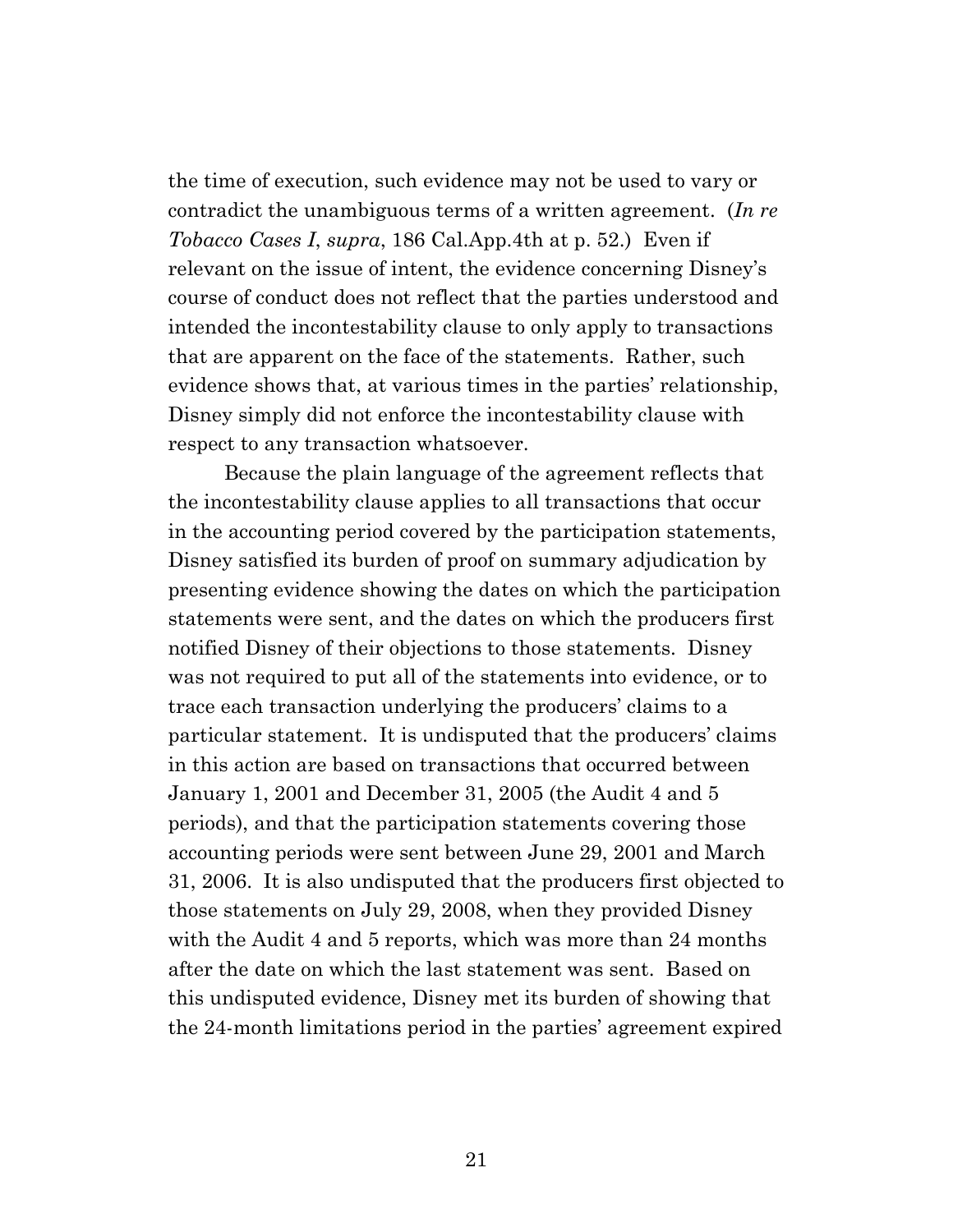the time of execution, such evidence may not be used to vary or contradict the unambiguous terms of a written agreement. (*In re Tobacco Cases I*, *supra*, 186 Cal.App.4th at p. 52.) Even if relevant on the issue of intent, the evidence concerning Disney's course of conduct does not reflect that the parties understood and intended the incontestability clause to only apply to transactions that are apparent on the face of the statements. Rather, such evidence shows that, at various times in the parties' relationship, Disney simply did not enforce the incontestability clause with respect to any transaction whatsoever.

Because the plain language of the agreement reflects that the incontestability clause applies to all transactions that occur in the accounting period covered by the participation statements, Disney satisfied its burden of proof on summary adjudication by presenting evidence showing the dates on which the participation statements were sent, and the dates on which the producers first notified Disney of their objections to those statements. Disney was not required to put all of the statements into evidence, or to trace each transaction underlying the producers' claims to a particular statement. It is undisputed that the producers' claims in this action are based on transactions that occurred between January 1, 2001 and December 31, 2005 (the Audit 4 and 5 periods), and that the participation statements covering those accounting periods were sent between June 29, 2001 and March 31, 2006. It is also undisputed that the producers first objected to those statements on July 29, 2008, when they provided Disney with the Audit 4 and 5 reports, which was more than 24 months after the date on which the last statement was sent. Based on this undisputed evidence, Disney met its burden of showing that the 24-month limitations period in the parties' agreement expired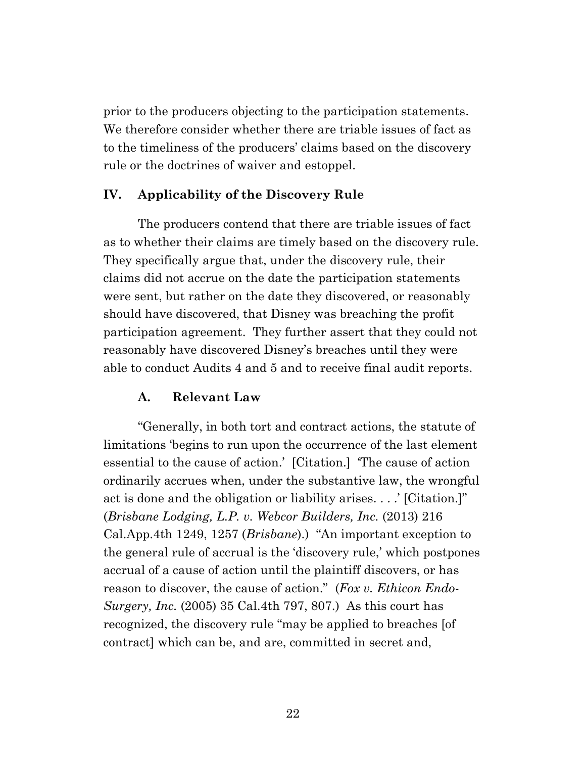prior to the producers objecting to the participation statements. We therefore consider whether there are triable issues of fact as to the timeliness of the producers' claims based on the discovery rule or the doctrines of waiver and estoppel.

## IV. Applicability of the Discovery Rule

The producers contend that there are triable issues of fact as to whether their claims are timely based on the discovery rule. They specifically argue that, under the discovery rule, their claims did not accrue on the date the participation statements were sent, but rather on the date they discovered, or reasonably should have discovered, that Disney was breaching the profit participation agreement. They further assert that they could not reasonably have discovered Disney's breaches until they were able to conduct Audits 4 and 5 and to receive final audit reports.

### A. Relevant Law

"Generally, in both tort and contract actions, the statute of limitations 'begins to run upon the occurrence of the last element essential to the cause of action.' [Citation.] 'The cause of action ordinarily accrues when, under the substantive law, the wrongful act is done and the obligation or liability arises. . . .' [Citation.]" (*Brisbane Lodging, L.P. v. Webcor Builders, Inc.* (2013) 216 Cal.App.4th 1249, 1257 (*Brisbane*).) "An important exception to the general rule of accrual is the 'discovery rule,' which postpones accrual of a cause of action until the plaintiff discovers, or has reason to discover, the cause of action." (*Fox v. Ethicon Endo-Surgery, Inc.* (2005) 35 Cal.4th 797, 807.) As this court has recognized, the discovery rule "may be applied to breaches [of contract] which can be, and are, committed in secret and,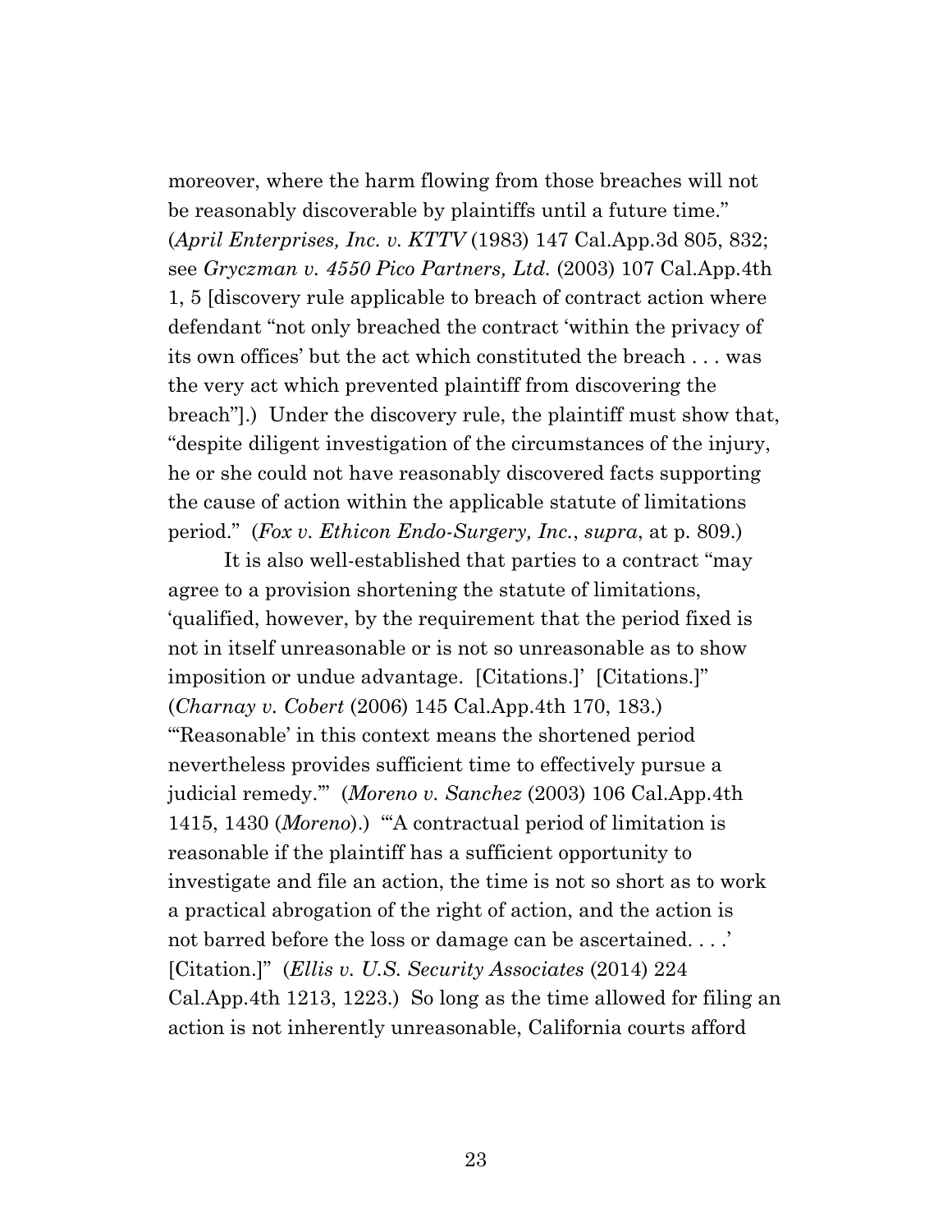moreover, where the harm flowing from those breaches will not be reasonably discoverable by plaintiffs until a future time." (*April Enterprises, Inc. v. KTTV* (1983) 147 Cal.App.3d 805, 832; see *Gryczman v. 4550 Pico Partners, Ltd.* (2003) 107 Cal.App.4th 1, 5 [discovery rule applicable to breach of contract action where defendant "not only breached the contract 'within the privacy of its own offices' but the act which constituted the breach . . . was the very act which prevented plaintiff from discovering the breach"].) Under the discovery rule, the plaintiff must show that, "despite diligent investigation of the circumstances of the injury, he or she could not have reasonably discovered facts supporting the cause of action within the applicable statute of limitations period." (*Fox v. Ethicon Endo-Surgery, Inc.*, *supra*, at p. 809.)

It is also well-established that parties to a contract "may agree to a provision shortening the statute of limitations, 'qualified, however, by the requirement that the period fixed is not in itself unreasonable or is not so unreasonable as to show imposition or undue advantage. [Citations.]' [Citations.]" (*Charnay v. Cobert* (2006) 145 Cal.App.4th 170, 183.) "'Reasonable' in this context means the shortened period nevertheless provides sufficient time to effectively pursue a judicial remedy.'" (*Moreno v. Sanchez* (2003) 106 Cal.App.4th 1415, 1430 (*Moreno*).) "'A contractual period of limitation is reasonable if the plaintiff has a sufficient opportunity to investigate and file an action, the time is not so short as to work a practical abrogation of the right of action, and the action is not barred before the loss or damage can be ascertained. . . .' [Citation.]" (*Ellis v. U.S. Security Associates* (2014) 224 Cal.App.4th 1213, 1223.) So long as the time allowed for filing an action is not inherently unreasonable, California courts afford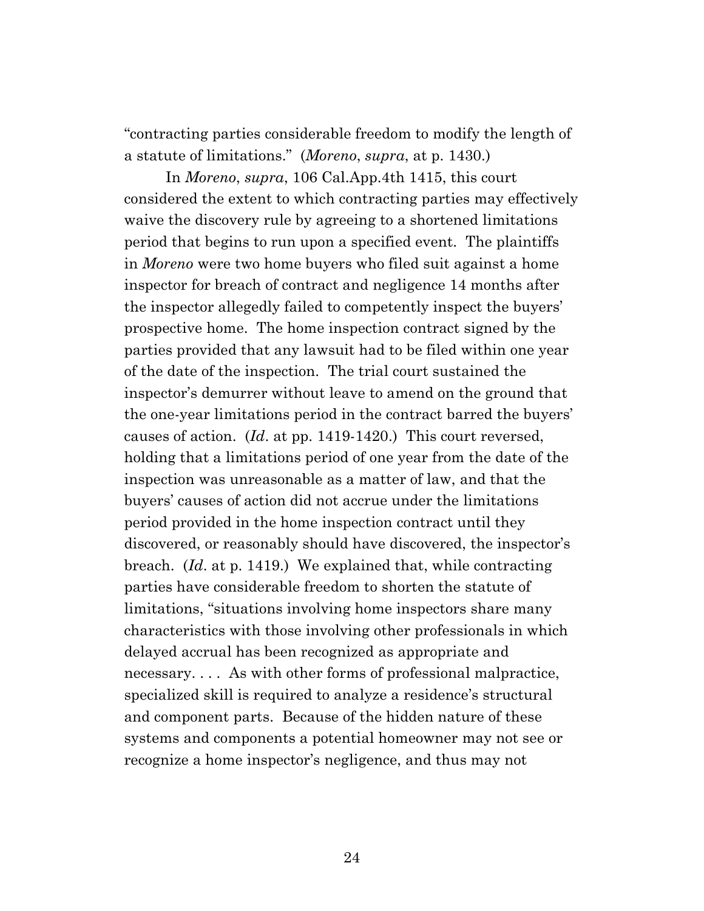"contracting parties considerable freedom to modify the length of a statute of limitations." (*Moreno*, *supra*, at p. 1430.)

In *Moreno*, *supra*, 106 Cal.App.4th 1415, this court considered the extent to which contracting parties may effectively waive the discovery rule by agreeing to a shortened limitations period that begins to run upon a specified event. The plaintiffs in *Moreno* were two home buyers who filed suit against a home inspector for breach of contract and negligence 14 months after the inspector allegedly failed to competently inspect the buyers' prospective home. The home inspection contract signed by the parties provided that any lawsuit had to be filed within one year of the date of the inspection. The trial court sustained the inspector's demurrer without leave to amend on the ground that the one-year limitations period in the contract barred the buyers' causes of action. (*Id*. at pp. 1419-1420.) This court reversed, holding that a limitations period of one year from the date of the inspection was unreasonable as a matter of law, and that the buyers' causes of action did not accrue under the limitations period provided in the home inspection contract until they discovered, or reasonably should have discovered, the inspector's breach. (*Id*. at p. 1419.) We explained that, while contracting parties have considerable freedom to shorten the statute of limitations, "situations involving home inspectors share many characteristics with those involving other professionals in which delayed accrual has been recognized as appropriate and necessary. . . . As with other forms of professional malpractice, specialized skill is required to analyze a residence's structural and component parts. Because of the hidden nature of these systems and components a potential homeowner may not see or recognize a home inspector's negligence, and thus may not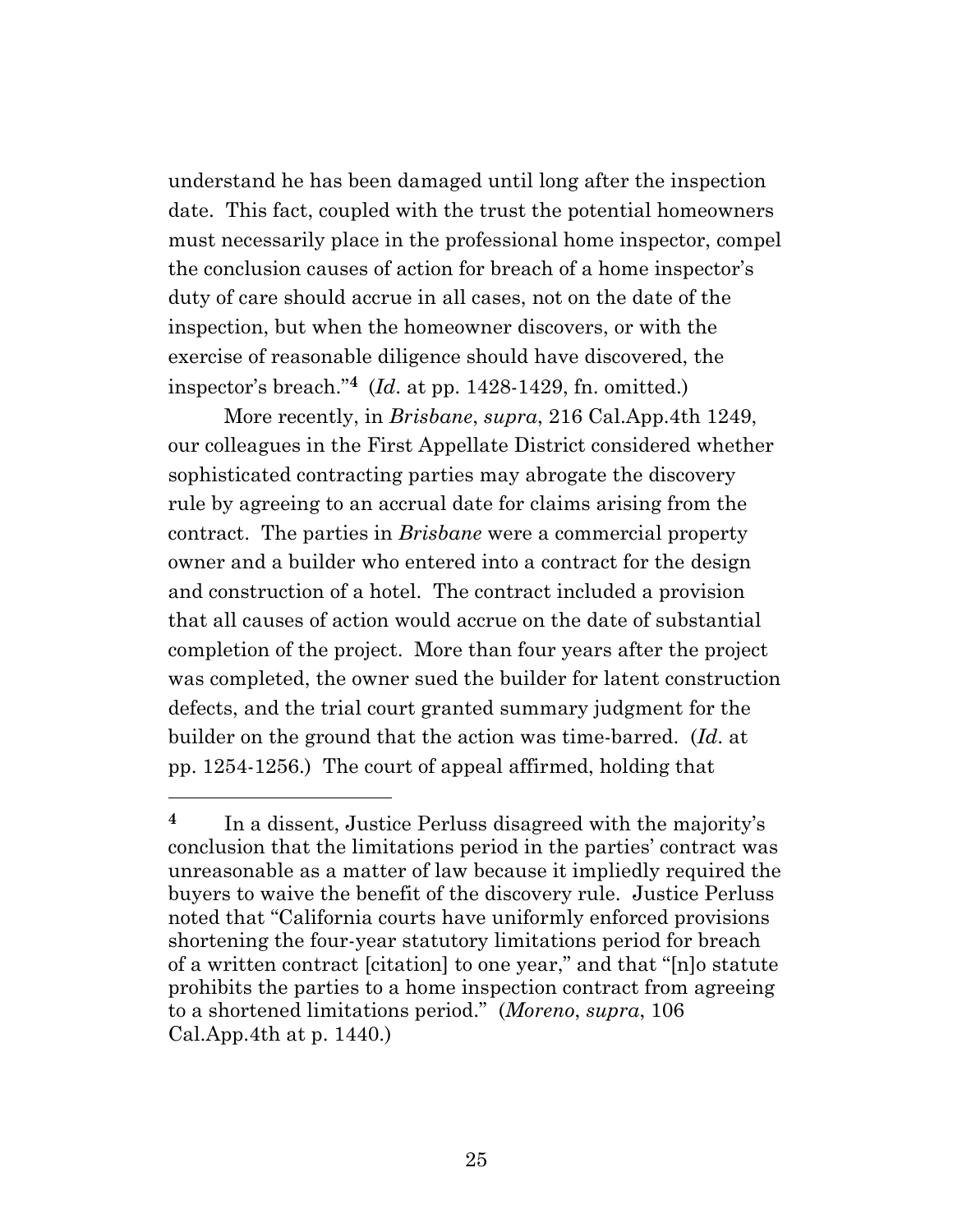understand he has been damaged until long after the inspection date. This fact, coupled with the trust the potential homeowners must necessarily place in the professional home inspector, compel the conclusion causes of action for breach of a home inspector's duty of care should accrue in all cases, not on the date of the inspection, but when the homeowner discovers, or with the exercise of reasonable diligence should have discovered, the inspector's breach."[4] (*Id*. at pp. 1428-1429, fn. omitted.)

More recently, in *Brisbane*, *supra*, 216 Cal.App.4th 1249, our colleagues in the First Appellate District considered whether sophisticated contracting parties may abrogate the discovery rule by agreeing to an accrual date for claims arising from the contract. The parties in *Brisbane* were a commercial property owner and a builder who entered into a contract for the design and construction of a hotel. The contract included a provision that all causes of action would accrue on the date of substantial completion of the project. More than four years after the project was completed, the owner sued the builder for latent construction defects, and the trial court granted summary judgment for the builder on the ground that the action was time-barred. (*Id*. at pp. 1254-1256.) The court of appeal affirmed, holding that

---

[4] In a dissent, Justice Perluss disagreed with the majority's conclusion that the limitations period in the parties' contract was unreasonable as a matter of law because it impliedly required the buyers to waive the benefit of the discovery rule. Justice Perluss noted that "California courts have uniformly enforced provisions shortening the four-year statutory limitations period for breach of a written contract [citation] to one year," and that "[n]o statute prohibits the parties to a home inspection contract from agreeing to a shortened limitations period." (*Moreno*, *supra*, 106 Cal.App.4th at p. 1440.)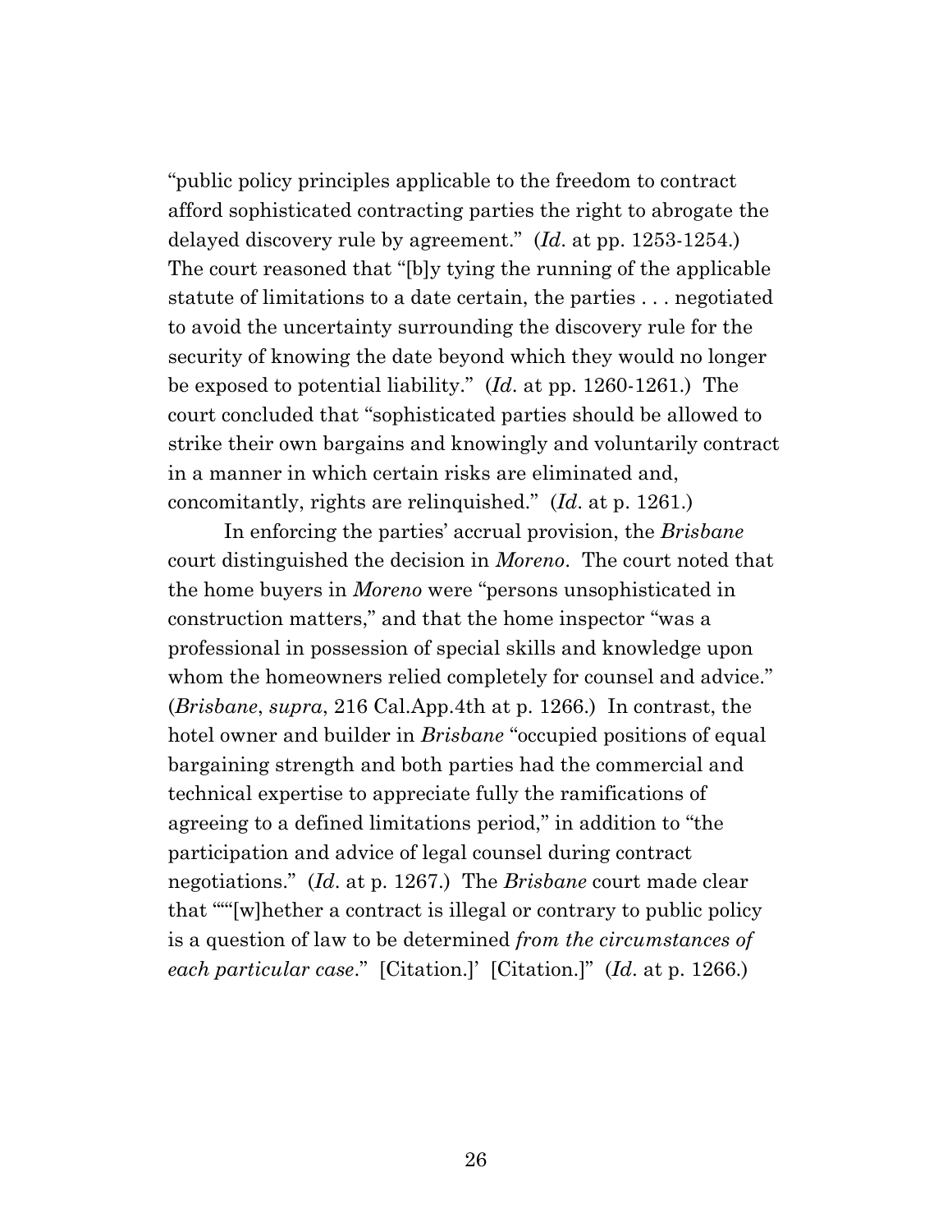"public policy principles applicable to the freedom to contract afford sophisticated contracting parties the right to abrogate the delayed discovery rule by agreement." (*Id*. at pp. 1253-1254.) The court reasoned that "[b]y tying the running of the applicable statute of limitations to a date certain, the parties . . . negotiated to avoid the uncertainty surrounding the discovery rule for the security of knowing the date beyond which they would no longer be exposed to potential liability." (*Id*. at pp. 1260-1261.) The court concluded that "sophisticated parties should be allowed to strike their own bargains and knowingly and voluntarily contract in a manner in which certain risks are eliminated and, concomitantly, rights are relinquished." (*Id*. at p. 1261.)

In enforcing the parties' accrual provision, the *Brisbane* court distinguished the decision in *Moreno*. The court noted that the home buyers in *Moreno* were "persons unsophisticated in construction matters," and that the home inspector "was a professional in possession of special skills and knowledge upon whom the homeowners relied completely for counsel and advice." (*Brisbane*, *supra*, 216 Cal.App.4th at p. 1266.) In contrast, the hotel owner and builder in *Brisbane* "occupied positions of equal bargaining strength and both parties had the commercial and technical expertise to appreciate fully the ramifications of agreeing to a defined limitations period," in addition to "the participation and advice of legal counsel during contract negotiations." (*Id*. at p. 1267.) The *Brisbane* court made clear that "'"[w]hether a contract is illegal or contrary to public policy is a question of law to be determined *from the circumstances of each particular case*." [Citation.]' [Citation.]" (*Id*. at p. 1266.)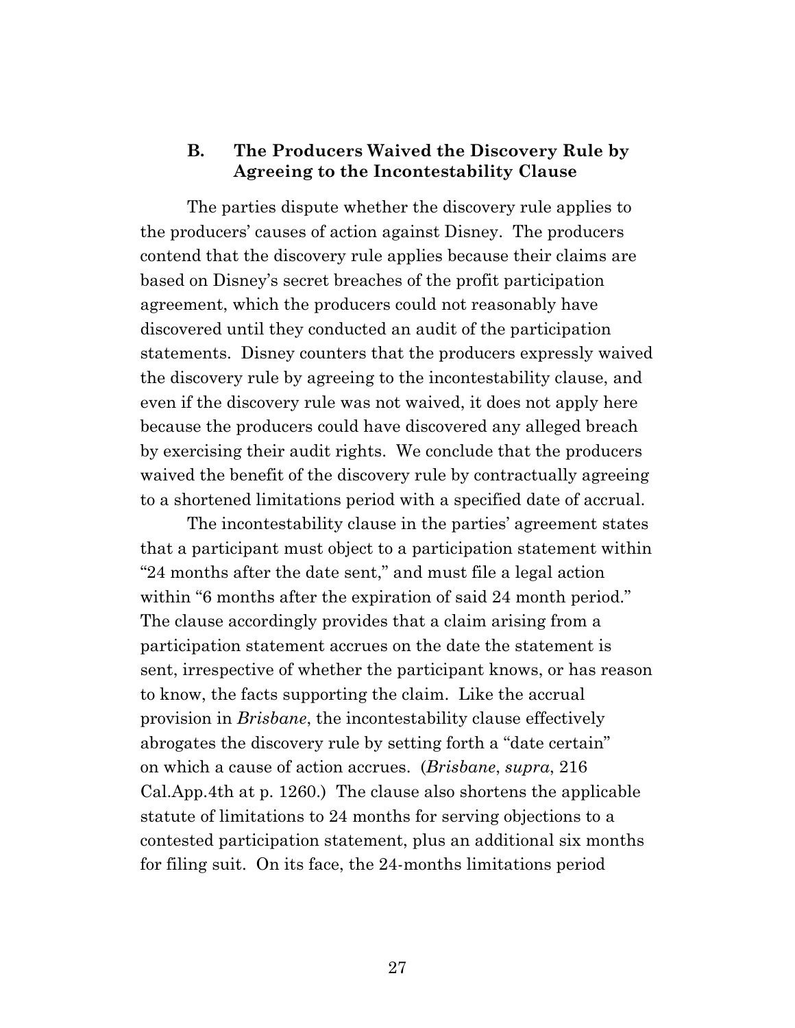### B. The Producers Waived the Discovery Rule by Agreeing to the Incontestability Clause

The parties dispute whether the discovery rule applies to the producers' causes of action against Disney. The producers contend that the discovery rule applies because their claims are based on Disney's secret breaches of the profit participation agreement, which the producers could not reasonably have discovered until they conducted an audit of the participation statements. Disney counters that the producers expressly waived the discovery rule by agreeing to the incontestability clause, and even if the discovery rule was not waived, it does not apply here because the producers could have discovered any alleged breach by exercising their audit rights. We conclude that the producers waived the benefit of the discovery rule by contractually agreeing to a shortened limitations period with a specified date of accrual.

The incontestability clause in the parties' agreement states that a participant must object to a participation statement within "24 months after the date sent," and must file a legal action within "6 months after the expiration of said 24 month period." The clause accordingly provides that a claim arising from a participation statement accrues on the date the statement is sent, irrespective of whether the participant knows, or has reason to know, the facts supporting the claim. Like the accrual provision in *Brisbane*, the incontestability clause effectively abrogates the discovery rule by setting forth a "date certain" on which a cause of action accrues. (*Brisbane*, *supra*, 216 Cal.App.4th at p. 1260.) The clause also shortens the applicable statute of limitations to 24 months for serving objections to a contested participation statement, plus an additional six months for filing suit. On its face, the 24-months limitations period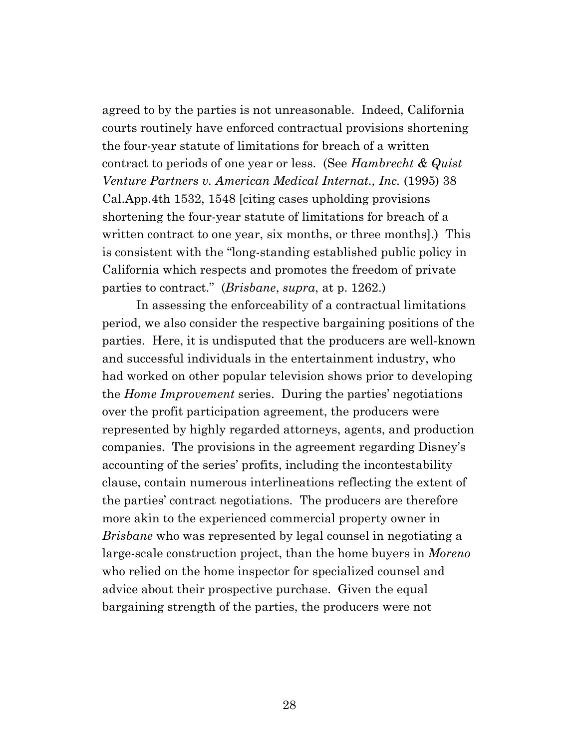agreed to by the parties is not unreasonable. Indeed, California courts routinely have enforced contractual provisions shortening the four-year statute of limitations for breach of a written contract to periods of one year or less. (See *Hambrecht & Quist Venture Partners v. American Medical Internat., Inc.* (1995) 38 Cal.App.4th 1532, 1548 [citing cases upholding provisions shortening the four-year statute of limitations for breach of a written contract to one year, six months, or three months].) This is consistent with the "long-standing established public policy in California which respects and promotes the freedom of private parties to contract." (*Brisbane*, *supra*, at p. 1262.)

In assessing the enforceability of a contractual limitations period, we also consider the respective bargaining positions of the parties. Here, it is undisputed that the producers are well-known and successful individuals in the entertainment industry, who had worked on other popular television shows prior to developing the *Home Improvement* series. During the parties' negotiations over the profit participation agreement, the producers were represented by highly regarded attorneys, agents, and production companies. The provisions in the agreement regarding Disney's accounting of the series' profits, including the incontestability clause, contain numerous interlineations reflecting the extent of the parties' contract negotiations. The producers are therefore more akin to the experienced commercial property owner in *Brisbane* who was represented by legal counsel in negotiating a large-scale construction project, than the home buyers in *Moreno* who relied on the home inspector for specialized counsel and advice about their prospective purchase. Given the equal bargaining strength of the parties, the producers were not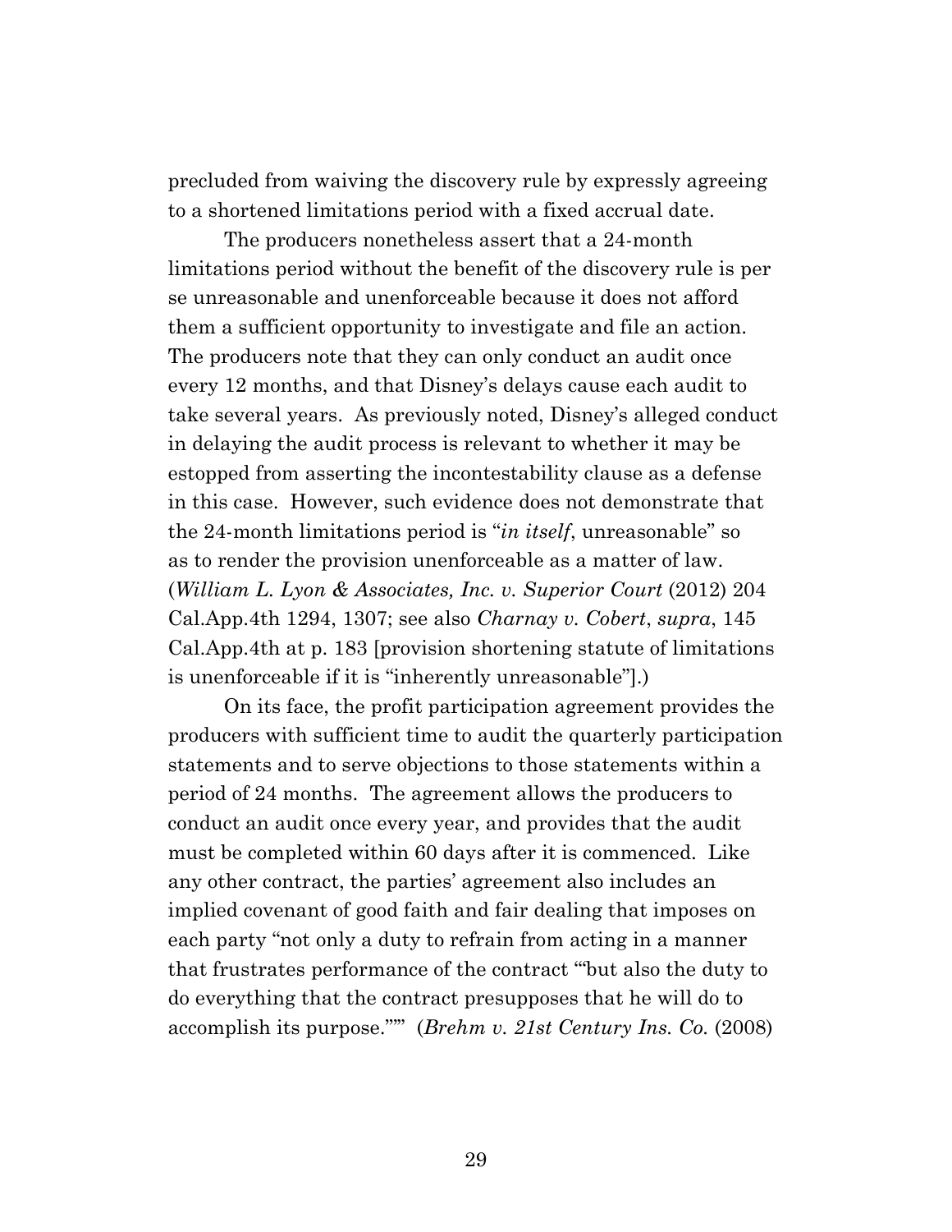precluded from waiving the discovery rule by expressly agreeing to a shortened limitations period with a fixed accrual date.

The producers nonetheless assert that a 24-month limitations period without the benefit of the discovery rule is per se unreasonable and unenforceable because it does not afford them a sufficient opportunity to investigate and file an action. The producers note that they can only conduct an audit once every 12 months, and that Disney's delays cause each audit to take several years. As previously noted, Disney's alleged conduct in delaying the audit process is relevant to whether it may be estopped from asserting the incontestability clause as a defense in this case. However, such evidence does not demonstrate that the 24-month limitations period is "*in itself*, unreasonable" so as to render the provision unenforceable as a matter of law. (*William L. Lyon & Associates, Inc. v. Superior Court* (2012) 204 Cal.App.4th 1294, 1307; see also *Charnay v. Cobert*, *supra*, 145 Cal.App.4th at p. 183 [provision shortening statute of limitations is unenforceable if it is "inherently unreasonable"].)

On its face, the profit participation agreement provides the producers with sufficient time to audit the quarterly participation statements and to serve objections to those statements within a period of 24 months. The agreement allows the producers to conduct an audit once every year, and provides that the audit must be completed within 60 days after it is commenced. Like any other contract, the parties' agreement also includes an implied covenant of good faith and fair dealing that imposes on each party "not only a duty to refrain from acting in a manner that frustrates performance of the contract '"but also the duty to do everything that the contract presupposes that he will do to accomplish its purpose."'" (*Brehm v. 21st Century Ins. Co.* (2008)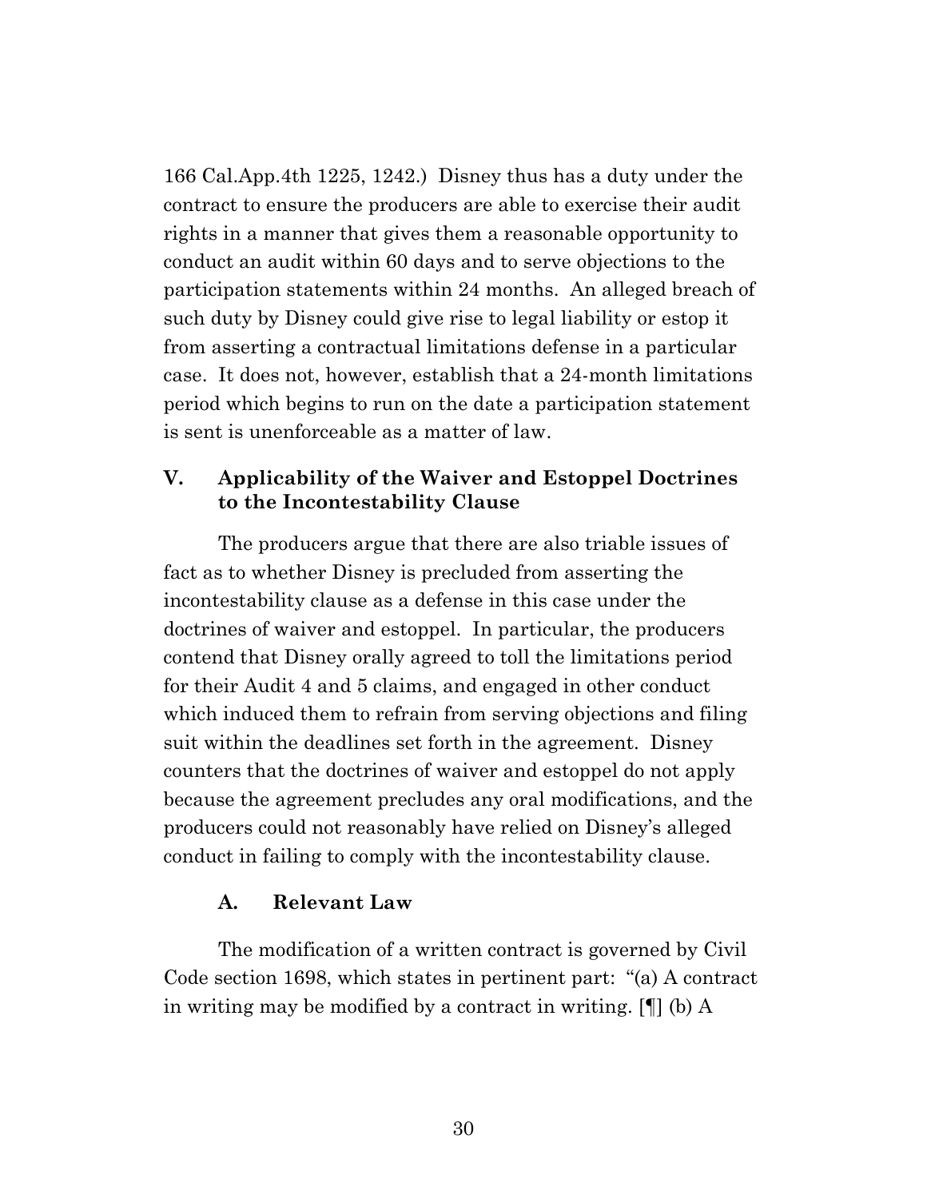166 Cal.App.4th 1225, 1242.) Disney thus has a duty under the contract to ensure the producers are able to exercise their audit rights in a manner that gives them a reasonable opportunity to conduct an audit within 60 days and to serve objections to the participation statements within 24 months. An alleged breach of such duty by Disney could give rise to legal liability or estop it from asserting a contractual limitations defense in a particular case. It does not, however, establish that a 24-month limitations period which begins to run on the date a participation statement is sent is unenforceable as a matter of law.

## V. Applicability of the Waiver and Estoppel Doctrines to the Incontestability Clause

The producers argue that there are also triable issues of fact as to whether Disney is precluded from asserting the incontestability clause as a defense in this case under the doctrines of waiver and estoppel. In particular, the producers contend that Disney orally agreed to toll the limitations period for their Audit 4 and 5 claims, and engaged in other conduct which induced them to refrain from serving objections and filing suit within the deadlines set forth in the agreement. Disney counters that the doctrines of waiver and estoppel do not apply because the agreement precludes any oral modifications, and the producers could not reasonably have relied on Disney's alleged conduct in failing to comply with the incontestability clause.

### A. Relevant Law

The modification of a written contract is governed by Civil Code section 1698, which states in pertinent part: "(a) A contract in writing may be modified by a contract in writing. [¶] (b) A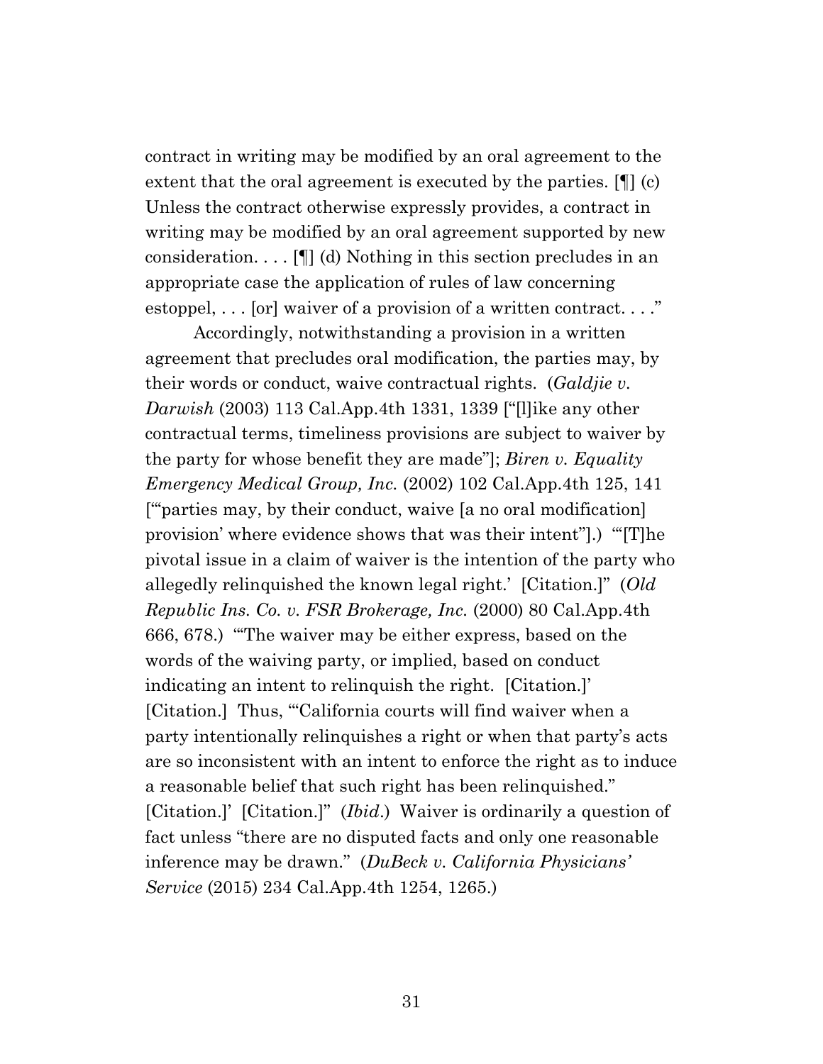contract in writing may be modified by an oral agreement to the extent that the oral agreement is executed by the parties. [¶] (c) Unless the contract otherwise expressly provides, a contract in writing may be modified by an oral agreement supported by new consideration. . . . [¶] (d) Nothing in this section precludes in an appropriate case the application of rules of law concerning estoppel, . . . [or] waiver of a provision of a written contract. . . ."

Accordingly, notwithstanding a provision in a written agreement that precludes oral modification, the parties may, by their words or conduct, waive contractual rights. (*Galdjie v. Darwish* (2003) 113 Cal.App.4th 1331, 1339 ["[l]ike any other contractual terms, timeliness provisions are subject to waiver by the party for whose benefit they are made"]; *Biren v. Equality Emergency Medical Group, Inc.* (2002) 102 Cal.App.4th 125, 141 ["'parties may, by their conduct, waive [a no oral modification] provision' where evidence shows that was their intent"].) "'[T]he pivotal issue in a claim of waiver is the intention of the party who allegedly relinquished the known legal right.' [Citation.]" (*Old Republic Ins. Co. v. FSR Brokerage, Inc.* (2000) 80 Cal.App.4th 666, 678.) "'The waiver may be either express, based on the words of the waiving party, or implied, based on conduct indicating an intent to relinquish the right. [Citation.]' [Citation.] Thus, '"California courts will find waiver when a party intentionally relinquishes a right or when that party's acts are so inconsistent with an intent to enforce the right as to induce a reasonable belief that such right has been relinquished." [Citation.]' [Citation.]" (*Ibid.*) Waiver is ordinarily a question of fact unless "there are no disputed facts and only one reasonable inference may be drawn." (*DuBeck v. California Physicians' Service* (2015) 234 Cal.App.4th 1254, 1265.)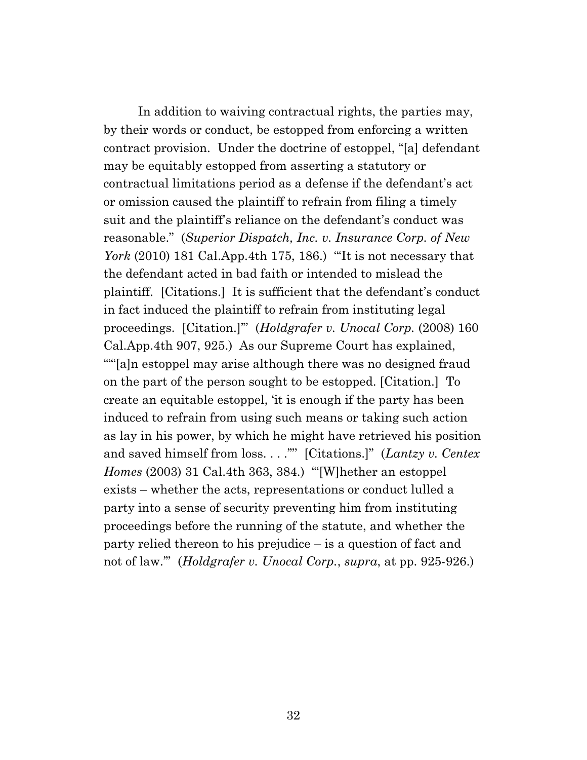In addition to waiving contractual rights, the parties may, by their words or conduct, be estopped from enforcing a written contract provision. Under the doctrine of estoppel, "[a] defendant may be equitably estopped from asserting a statutory or contractual limitations period as a defense if the defendant's act or omission caused the plaintiff to refrain from filing a timely suit and the plaintiff's reliance on the defendant's conduct was reasonable." (*Superior Dispatch, Inc. v. Insurance Corp. of New York* (2010) 181 Cal.App.4th 175, 186.) "'It is not necessary that the defendant acted in bad faith or intended to mislead the plaintiff. [Citations.] It is sufficient that the defendant's conduct in fact induced the plaintiff to refrain from instituting legal proceedings. [Citation.]'" (*Holdgrafer v. Unocal Corp.* (2008) 160 Cal.App.4th 907, 925.) As our Supreme Court has explained, "'"[a]n estoppel may arise although there was no designed fraud on the part of the person sought to be estopped. [Citation.] To create an equitable estoppel, 'it is enough if the party has been induced to refrain from using such means or taking such action as lay in his power, by which he might have retrieved his position and saved himself from loss. . . .'"' [Citations.]" (*Lantzy v. Centex Homes* (2003) 31 Cal.4th 363, 384.) "'[W]hether an estoppel exists – whether the acts, representations or conduct lulled a party into a sense of security preventing him from instituting proceedings before the running of the statute, and whether the party relied thereon to his prejudice – is a question of fact and not of law.'" (*Holdgrafer v. Unocal Corp.*, *supra*, at pp. 925-926.)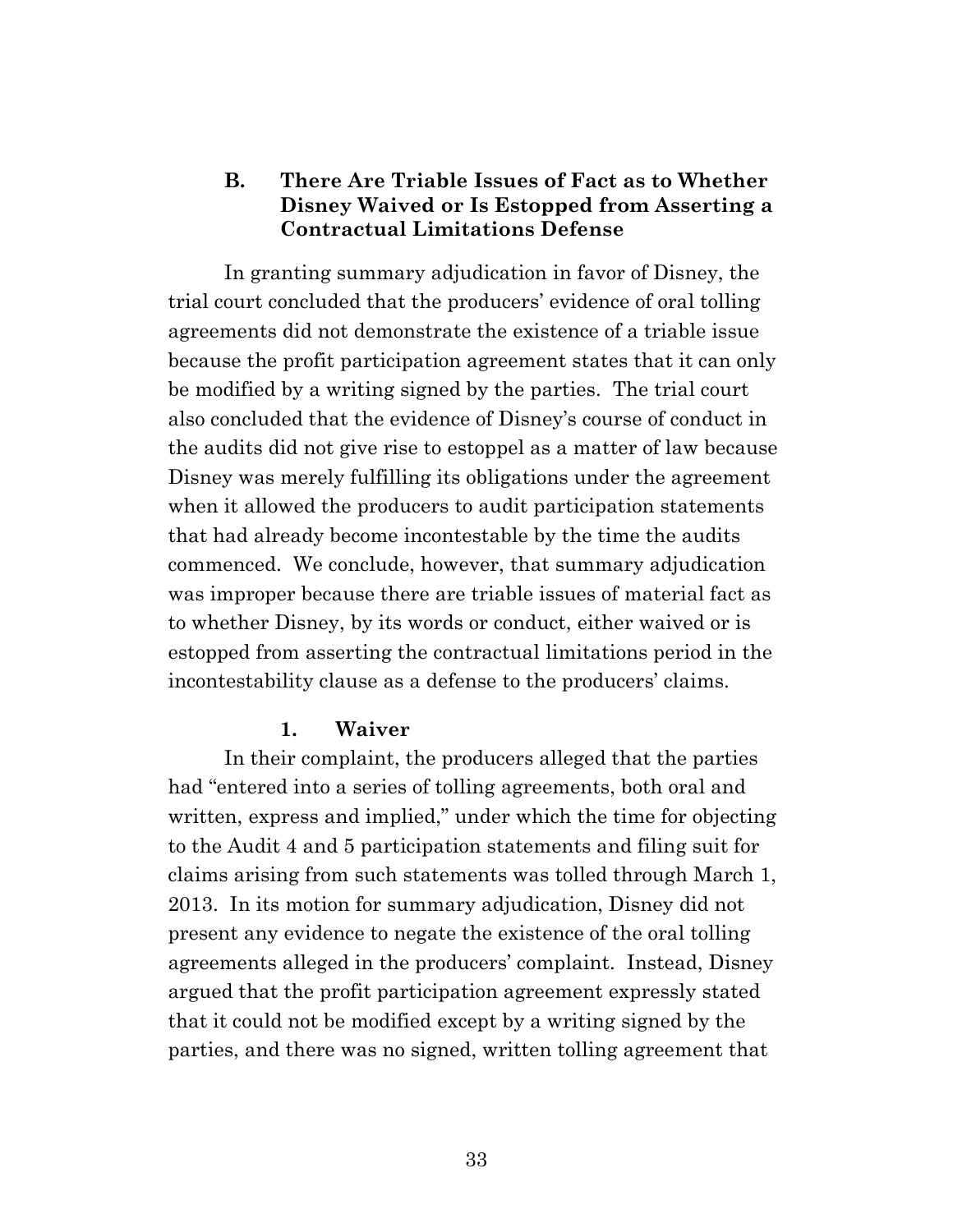### B. There Are Triable Issues of Fact as to Whether Disney Waived or Is Estopped from Asserting a Contractual Limitations Defense

In granting summary adjudication in favor of Disney, the trial court concluded that the producers' evidence of oral tolling agreements did not demonstrate the existence of a triable issue because the profit participation agreement states that it can only be modified by a writing signed by the parties. The trial court also concluded that the evidence of Disney's course of conduct in the audits did not give rise to estoppel as a matter of law because Disney was merely fulfilling its obligations under the agreement when it allowed the producers to audit participation statements that had already become incontestable by the time the audits commenced. We conclude, however, that summary adjudication was improper because there are triable issues of material fact as to whether Disney, by its words or conduct, either waived or is estopped from asserting the contractual limitations period in the incontestability clause as a defense to the producers' claims.

#### 1. Waiver

In their complaint, the producers alleged that the parties had "entered into a series of tolling agreements, both oral and written, express and implied," under which the time for objecting to the Audit 4 and 5 participation statements and filing suit for claims arising from such statements was tolled through March 1, 2013. In its motion for summary adjudication, Disney did not present any evidence to negate the existence of the oral tolling agreements alleged in the producers' complaint. Instead, Disney argued that the profit participation agreement expressly stated that it could not be modified except by a writing signed by the parties, and there was no signed, written tolling agreement that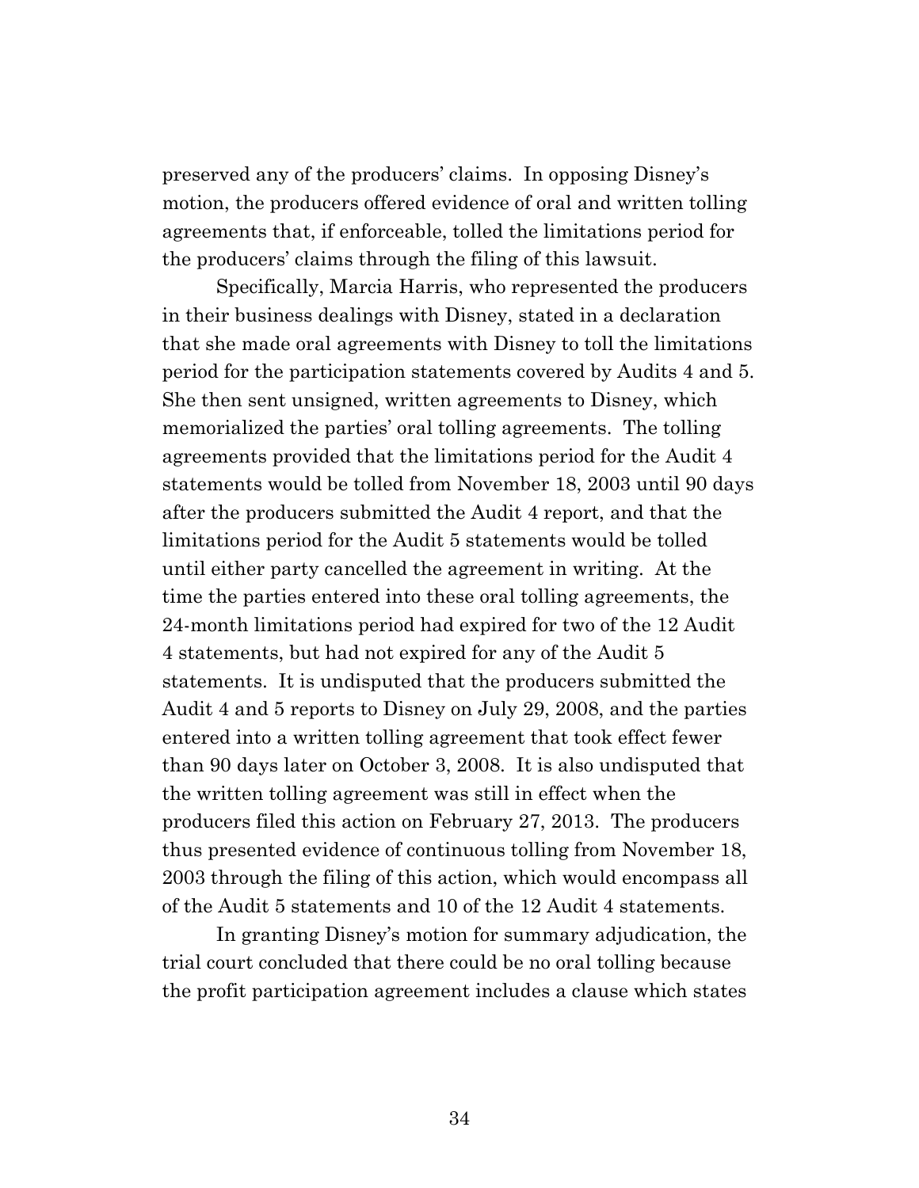preserved any of the producers' claims. In opposing Disney's motion, the producers offered evidence of oral and written tolling agreements that, if enforceable, tolled the limitations period for the producers' claims through the filing of this lawsuit.

Specifically, Marcia Harris, who represented the producers in their business dealings with Disney, stated in a declaration that she made oral agreements with Disney to toll the limitations period for the participation statements covered by Audits 4 and 5. She then sent unsigned, written agreements to Disney, which memorialized the parties' oral tolling agreements. The tolling agreements provided that the limitations period for the Audit 4 statements would be tolled from November 18, 2003 until 90 days after the producers submitted the Audit 4 report, and that the limitations period for the Audit 5 statements would be tolled until either party cancelled the agreement in writing. At the time the parties entered into these oral tolling agreements, the 24-month limitations period had expired for two of the 12 Audit 4 statements, but had not expired for any of the Audit 5 statements. It is undisputed that the producers submitted the Audit 4 and 5 reports to Disney on July 29, 2008, and the parties entered into a written tolling agreement that took effect fewer than 90 days later on October 3, 2008. It is also undisputed that the written tolling agreement was still in effect when the producers filed this action on February 27, 2013. The producers thus presented evidence of continuous tolling from November 18, 2003 through the filing of this action, which would encompass all of the Audit 5 statements and 10 of the 12 Audit 4 statements.

In granting Disney's motion for summary adjudication, the trial court concluded that there could be no oral tolling because the profit participation agreement includes a clause which states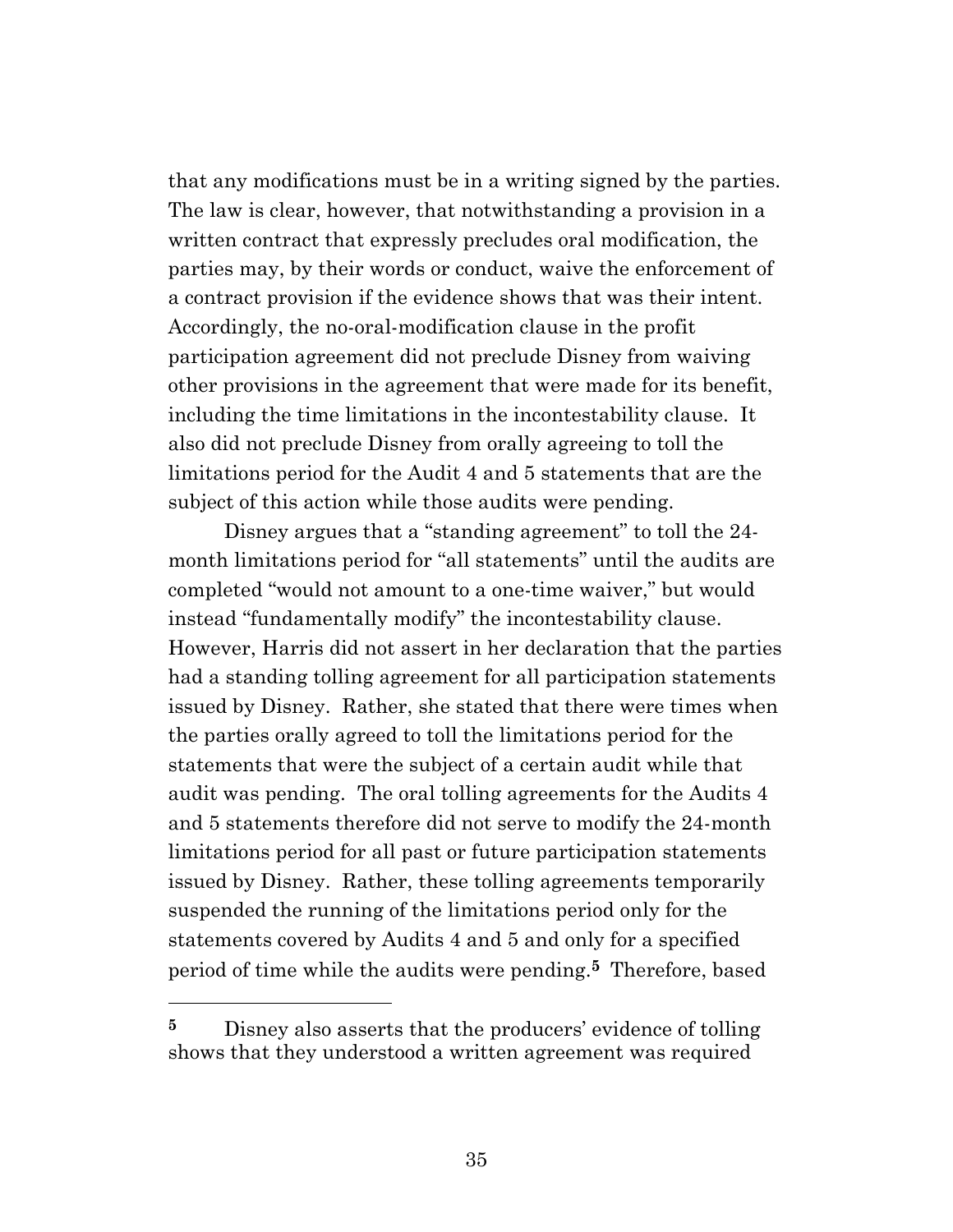that any modifications must be in a writing signed by the parties. The law is clear, however, that notwithstanding a provision in a written contract that expressly precludes oral modification, the parties may, by their words or conduct, waive the enforcement of a contract provision if the evidence shows that was their intent. Accordingly, the no-oral-modification clause in the profit participation agreement did not preclude Disney from waiving other provisions in the agreement that were made for its benefit, including the time limitations in the incontestability clause. It also did not preclude Disney from orally agreeing to toll the limitations period for the Audit 4 and 5 statements that are the subject of this action while those audits were pending.

Disney argues that a "standing agreement" to toll the 24-month limitations period for "all statements" until the audits are completed "would not amount to a one-time waiver," but would instead "fundamentally modify" the incontestability clause. However, Harris did not assert in her declaration that the parties had a standing tolling agreement for all participation statements issued by Disney. Rather, she stated that there were times when the parties orally agreed to toll the limitations period for the statements that were the subject of a certain audit while that audit was pending. The oral tolling agreements for the Audits 4 and 5 statements therefore did not serve to modify the 24-month limitations period for all past or future participation statements issued by Disney. Rather, these tolling agreements temporarily suspended the running of the limitations period only for the statements covered by Audits 4 and 5 and only for a specified period of time while the audits were pending.[5] Therefore, based

---

[5] Disney also asserts that the producers' evidence of tolling shows that they understood a written agreement was required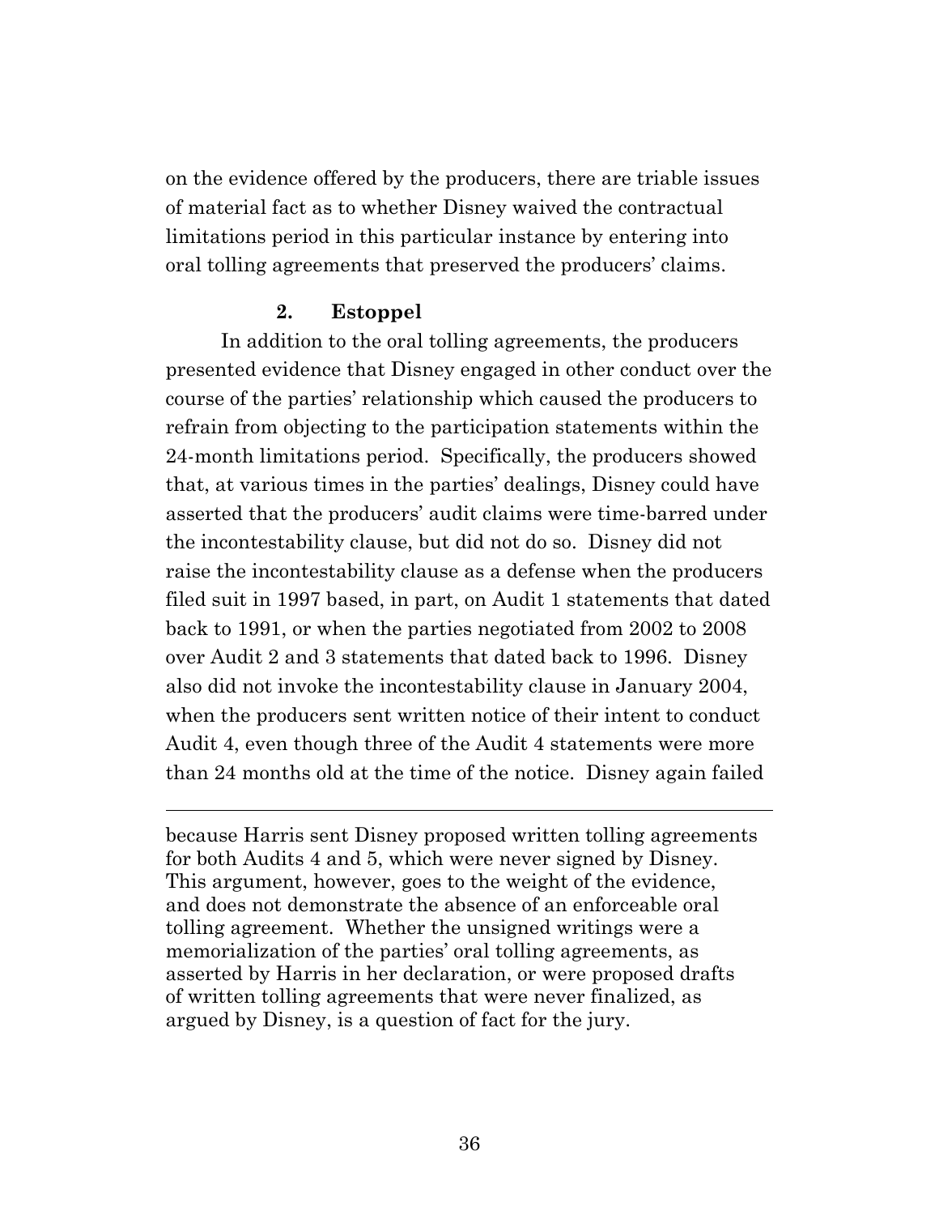on the evidence offered by the producers, there are triable issues of material fact as to whether Disney waived the contractual limitations period in this particular instance by entering into oral tolling agreements that preserved the producers' claims.

### 2. Estoppel

In addition to the oral tolling agreements, the producers presented evidence that Disney engaged in other conduct over the course of the parties' relationship which caused the producers to refrain from objecting to the participation statements within the 24-month limitations period. Specifically, the producers showed that, at various times in the parties' dealings, Disney could have asserted that the producers' audit claims were time-barred under the incontestability clause, but did not do so. Disney did not raise the incontestability clause as a defense when the producers filed suit in 1997 based, in part, on Audit 1 statements that dated back to 1991, or when the parties negotiated from 2002 to 2008 over Audit 2 and 3 statements that dated back to 1996. Disney also did not invoke the incontestability clause in January 2004, when the producers sent written notice of their intent to conduct Audit 4, even though three of the Audit 4 statements were more than 24 months old at the time of the notice. Disney again failed

---

because Harris sent Disney proposed written tolling agreements for both Audits 4 and 5, which were never signed by Disney. This argument, however, goes to the weight of the evidence, and does not demonstrate the absence of an enforceable oral tolling agreement. Whether the unsigned writings were a memorialization of the parties' oral tolling agreements, as asserted by Harris in her declaration, or were proposed drafts of written tolling agreements that were never finalized, as argued by Disney, is a question of fact for the jury.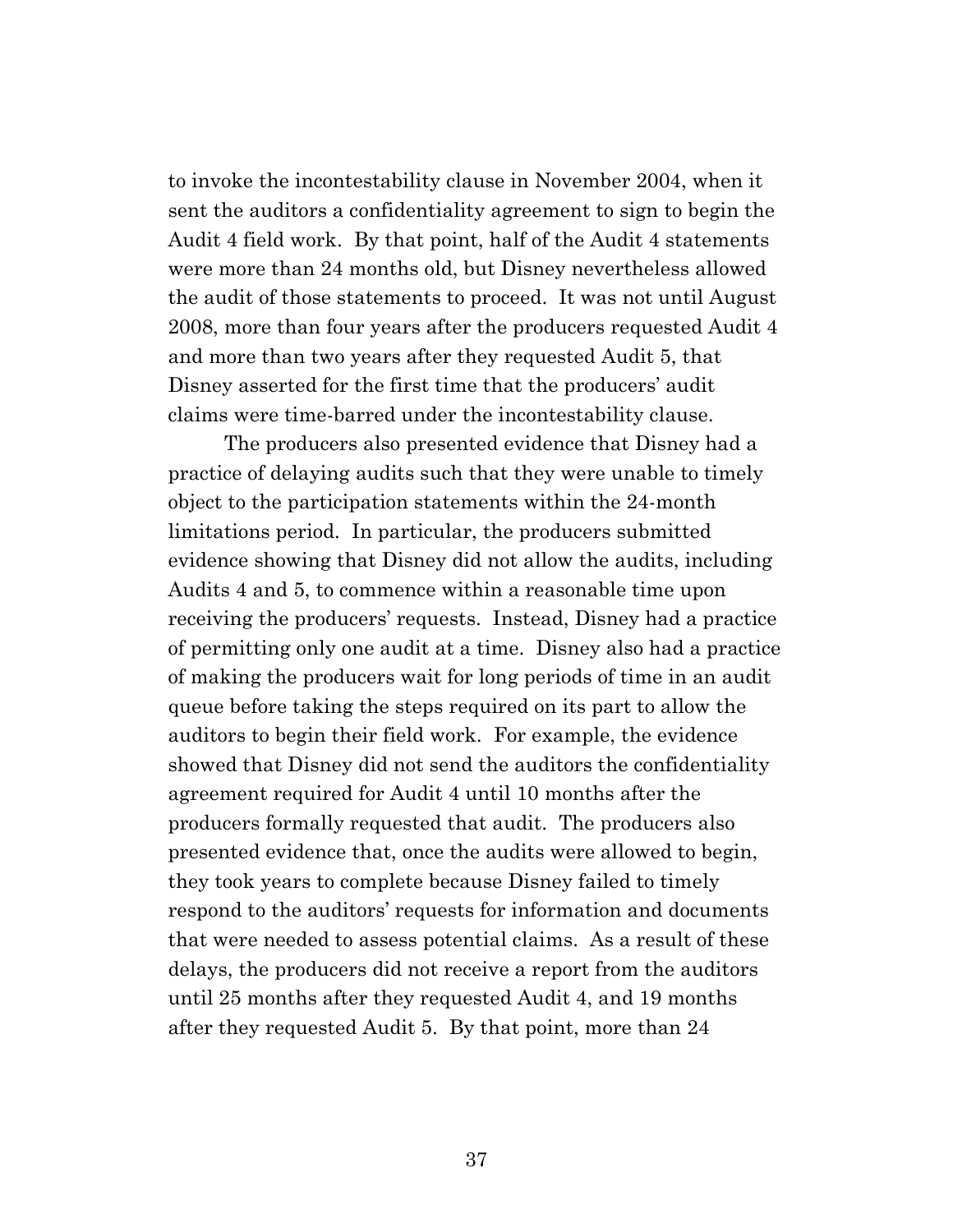to invoke the incontestability clause in November 2004, when it sent the auditors a confidentiality agreement to sign to begin the Audit 4 field work. By that point, half of the Audit 4 statements were more than 24 months old, but Disney nevertheless allowed the audit of those statements to proceed. It was not until August 2008, more than four years after the producers requested Audit 4 and more than two years after they requested Audit 5, that Disney asserted for the first time that the producers' audit claims were time-barred under the incontestability clause.

The producers also presented evidence that Disney had a practice of delaying audits such that they were unable to timely object to the participation statements within the 24-month limitations period. In particular, the producers submitted evidence showing that Disney did not allow the audits, including Audits 4 and 5, to commence within a reasonable time upon receiving the producers' requests. Instead, Disney had a practice of permitting only one audit at a time. Disney also had a practice of making the producers wait for long periods of time in an audit queue before taking the steps required on its part to allow the auditors to begin their field work. For example, the evidence showed that Disney did not send the auditors the confidentiality agreement required for Audit 4 until 10 months after the producers formally requested that audit. The producers also presented evidence that, once the audits were allowed to begin, they took years to complete because Disney failed to timely respond to the auditors' requests for information and documents that were needed to assess potential claims. As a result of these delays, the producers did not receive a report from the auditors until 25 months after they requested Audit 4, and 19 months after they requested Audit 5. By that point, more than 24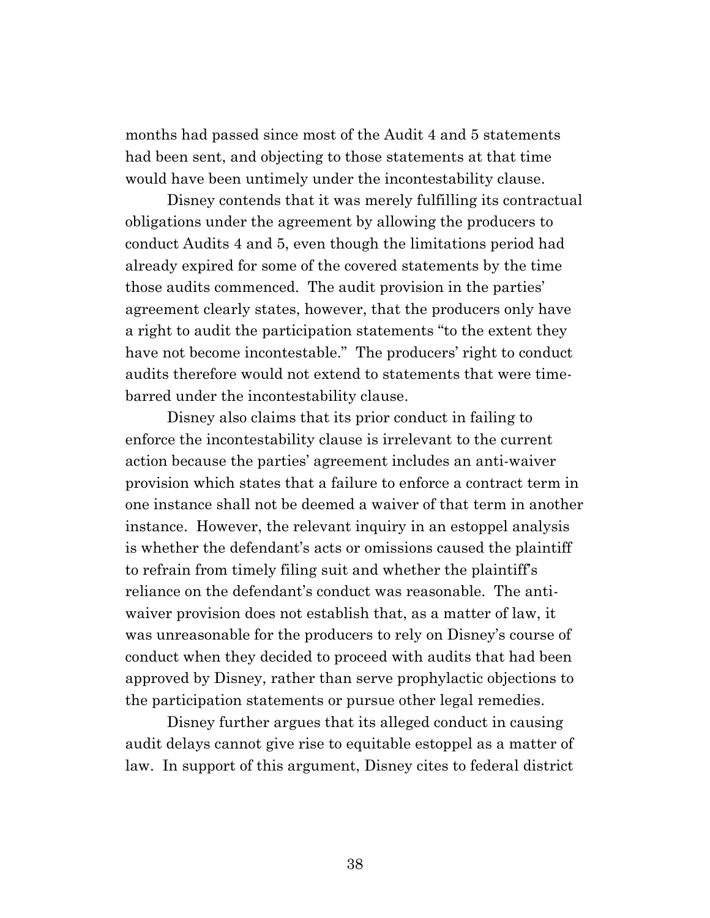months had passed since most of the Audit 4 and 5 statements had been sent, and objecting to those statements at that time would have been untimely under the incontestability clause.

Disney contends that it was merely fulfilling its contractual obligations under the agreement by allowing the producers to conduct Audits 4 and 5, even though the limitations period had already expired for some of the covered statements by the time those audits commenced. The audit provision in the parties' agreement clearly states, however, that the producers only have a right to audit the participation statements "to the extent they have not become incontestable." The producers' right to conduct audits therefore would not extend to statements that were time-barred under the incontestability clause.

Disney also claims that its prior conduct in failing to enforce the incontestability clause is irrelevant to the current action because the parties' agreement includes an anti-waiver provision which states that a failure to enforce a contract term in one instance shall not be deemed a waiver of that term in another instance. However, the relevant inquiry in an estoppel analysis is whether the defendant's acts or omissions caused the plaintiff to refrain from timely filing suit and whether the plaintiff's reliance on the defendant's conduct was reasonable. The anti-waiver provision does not establish that, as a matter of law, it was unreasonable for the producers to rely on Disney's course of conduct when they decided to proceed with audits that had been approved by Disney, rather than serve prophylactic objections to the participation statements or pursue other legal remedies.

Disney further argues that its alleged conduct in causing audit delays cannot give rise to equitable estoppel as a matter of law. In support of this argument, Disney cites to federal district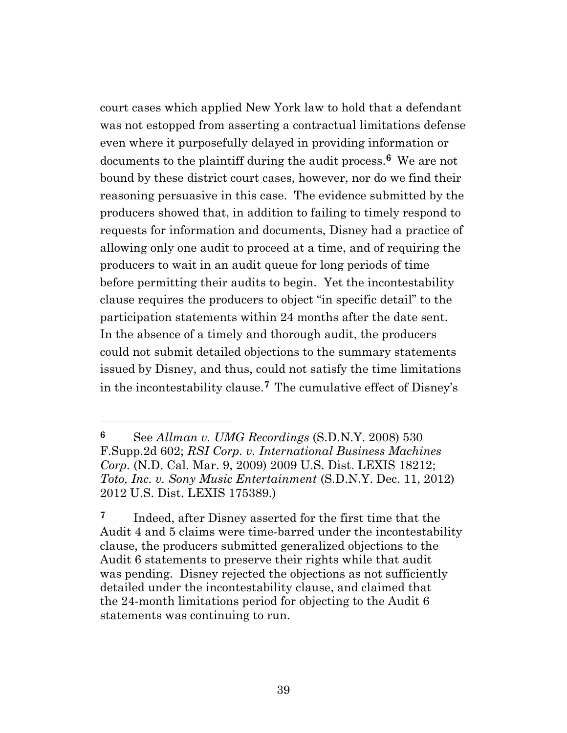court cases which applied New York law to hold that a defendant was not estopped from asserting a contractual limitations defense even where it purposefully delayed in providing information or documents to the plaintiff during the audit process.[6] We are not bound by these district court cases, however, nor do we find their reasoning persuasive in this case. The evidence submitted by the producers showed that, in addition to failing to timely respond to requests for information and documents, Disney had a practice of allowing only one audit to proceed at a time, and of requiring the producers to wait in an audit queue for long periods of time before permitting their audits to begin. Yet the incontestability clause requires the producers to object "in specific detail" to the participation statements within 24 months after the date sent. In the absence of a timely and thorough audit, the producers could not submit detailed objections to the summary statements issued by Disney, and thus, could not satisfy the time limitations in the incontestability clause.[7] The cumulative effect of Disney's

---

[6] See *Allman v. UMG Recordings* (S.D.N.Y. 2008) 530 F.Supp.2d 602; *RSI Corp. v. International Business Machines Corp.* (N.D. Cal. Mar. 9, 2009) 2009 U.S. Dist. LEXIS 18212; *Toto, Inc. v. Sony Music Entertainment* (S.D.N.Y. Dec. 11, 2012) 2012 U.S. Dist. LEXIS 175389.)

[7] Indeed, after Disney asserted for the first time that the Audit 4 and 5 claims were time-barred under the incontestability clause, the producers submitted generalized objections to the Audit 6 statements to preserve their rights while that audit was pending. Disney rejected the objections as not sufficiently detailed under the incontestability clause, and claimed that the 24-month limitations period for objecting to the Audit 6 statements was continuing to run.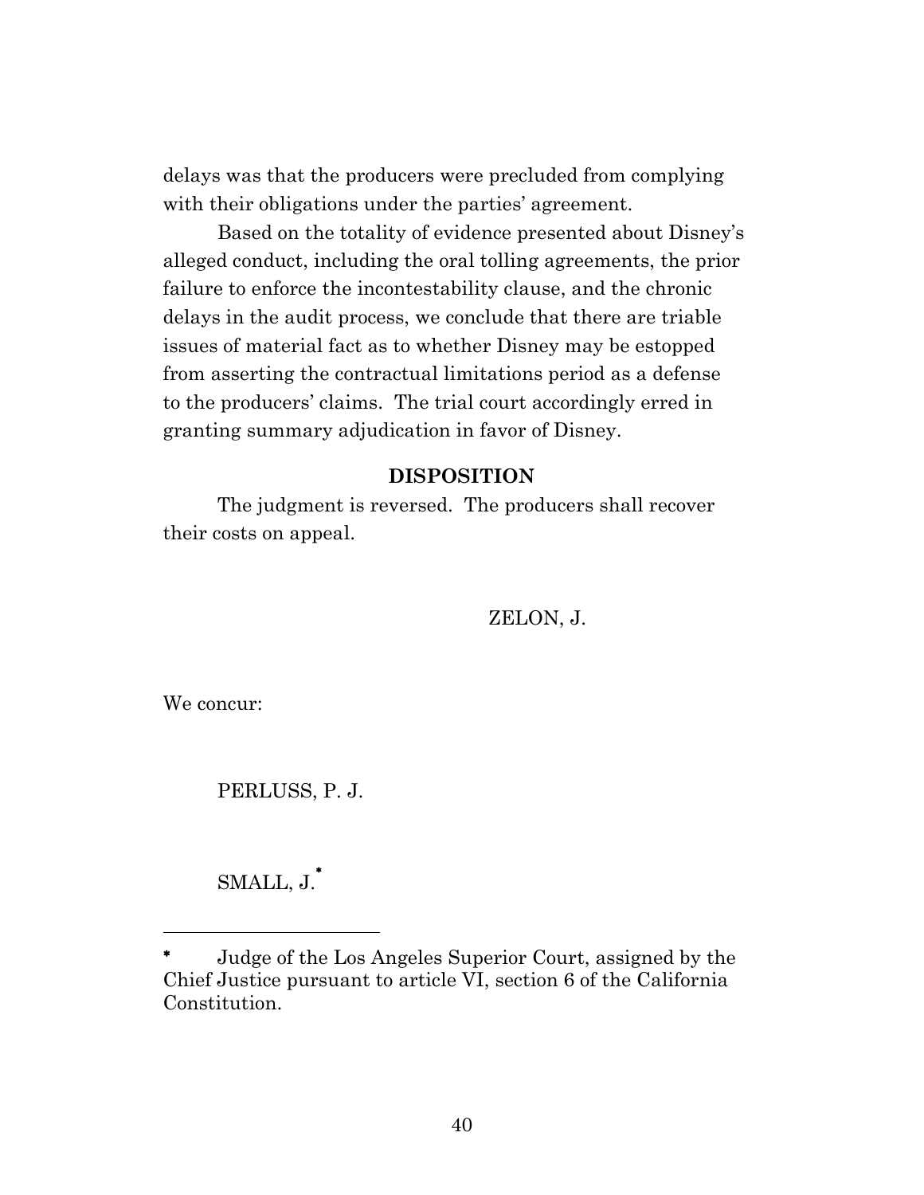delays was that the producers were precluded from complying with their obligations under the parties' agreement.

Based on the totality of evidence presented about Disney's alleged conduct, including the oral tolling agreements, the prior failure to enforce the incontestability clause, and the chronic delays in the audit process, we conclude that there are triable issues of material fact as to whether Disney may be estopped from asserting the contractual limitations period as a defense to the producers' claims. The trial court accordingly erred in granting summary adjudication in favor of Disney.

## DISPOSITION

The judgment is reversed. The producers shall recover their costs on appeal.

ZELON, J.

We concur:

PERLUSS, P. J.

SMALL, J.*

---

\* Judge of the Los Angeles Superior Court, assigned by the Chief Justice pursuant to article VI, section 6 of the California Constitution.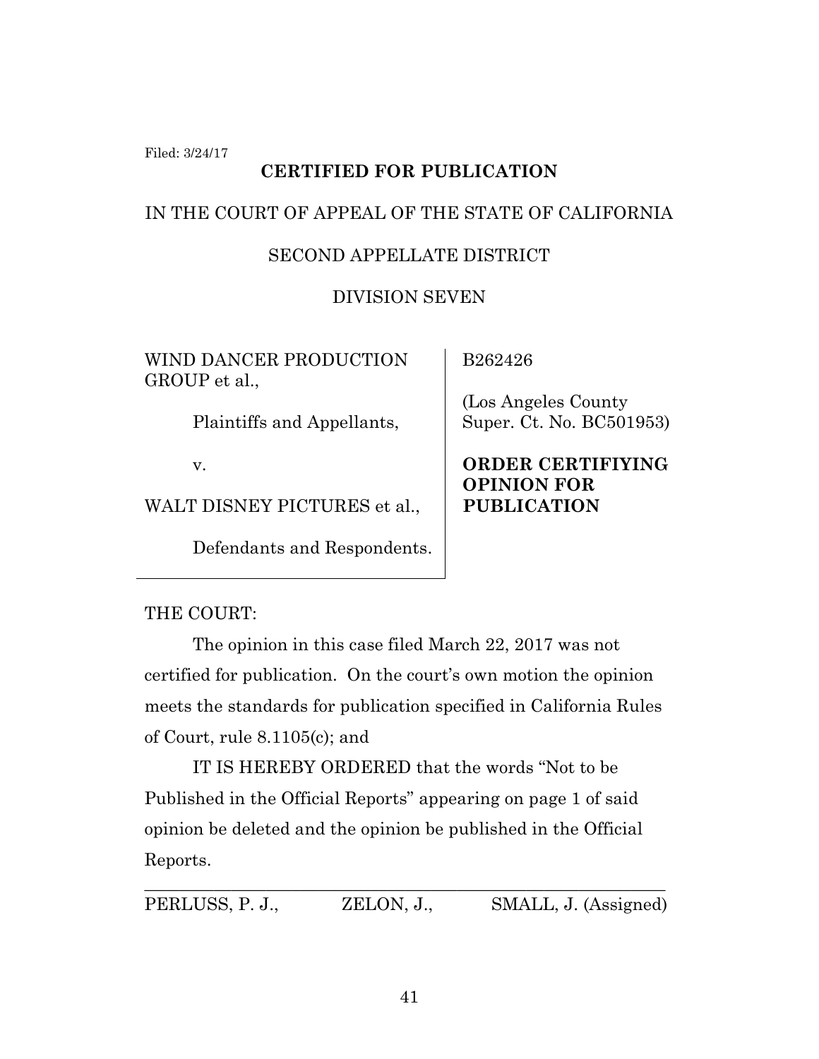Filed: 3/24/17

**CERTIFIED FOR PUBLICATION**

IN THE COURT OF APPEAL OF THE STATE OF CALIFORNIA

SECOND APPELLATE DISTRICT

DIVISION SEVEN

| | |
|---|---|
| WIND DANCER PRODUCTION GROUP et al.,<br><br>Plaintiffs and Appellants,<br><br>v.<br><br>WALT DISNEY PICTURES et al.,<br><br>Defendants and Respondents. | B262426<br><br>(Los Angeles County Super. Ct. No. BC501953)<br><br>**ORDER CERTIFIYING OPINION FOR PUBLICATION** |

THE COURT:

The opinion in this case filed March 22, 2017 was not certified for publication. On the court's own motion the opinion meets the standards for publication specified in California Rules of Court, rule 8.1105(c); and

IT IS HEREBY ORDERED that the words "Not to be Published in the Official Reports" appearing on page 1 of said opinion be deleted and the opinion be published in the Official Reports.

PERLUSS, P. J., ZELON, J., SMALL, J. (Assigned)